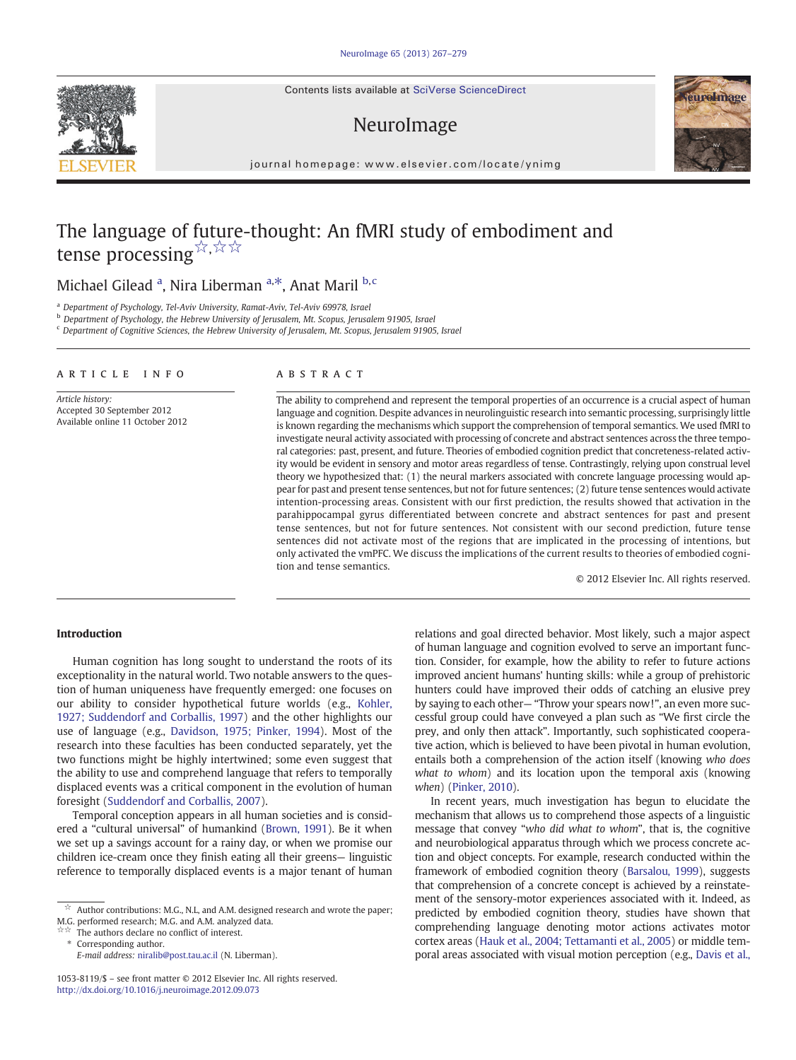# The language of future-thought: An fMRI study of embodiment and tense processing☆,☆☆

Michael Gilead [a], Nira Liberman [a,*], Anat Maril [b,c]

[a] Department of Psychology, Tel-Aviv University, Ramat-Aviv, Tel-Aviv 69978, Israel
[b] Department of Psychology, the Hebrew University of Jerusalem, Mt. Scopus, Jerusalem 91905, Israel
[c] Department of Cognitive Sciences, the Hebrew University of Jerusalem, Mt. Scopus, Jerusalem 91905, Israel

## ARTICLE INFO

*Article history:*
Accepted 30 September 2012
Available online 11 October 2012

## ABSTRACT

The ability to comprehend and represent the temporal properties of an occurrence is a crucial aspect of human language and cognition. Despite advances in neurolinguistic research into semantic processing, surprisingly little is known regarding the mechanisms which support the comprehension of temporal semantics. We used fMRI to investigate neural activity associated with processing of concrete and abstract sentences across the three temporal categories: past, present, and future. Theories of embodied cognition predict that concreteness-related activity would be evident in sensory and motor areas regardless of tense. Contrastingly, relying upon construal level theory we hypothesized that: (1) the neural markers associated with concrete language processing would appear for past and present tense sentences, but not for future sentences; (2) future tense sentences would activate intention-processing areas. Consistent with our first prediction, the results showed that activation in the parahippocampal gyrus differentiated between concrete and abstract sentences for past and present tense sentences, but not for future sentences. Not consistent with our second prediction, future tense sentences did not activate most of the regions that are implicated in the processing of intentions, but only activated the vmPFC. We discuss the implications of the current results to theories of embodied cognition and tense semantics.

© 2012 Elsevier Inc. All rights reserved.

## Introduction

Human cognition has long sought to understand the roots of its exceptionality in the natural world. Two notable answers to the question of human uniqueness have frequently emerged: one focuses on our ability to consider hypothetical future worlds (e.g., Kohler, 1927; Suddendorf and Corballis, 1997) and the other highlights our use of language (e.g., Davidson, 1975; Pinker, 1994). Most of the research into these faculties has been conducted separately, yet the two functions might be highly intertwined; some even suggest that the ability to use and comprehend language that refers to temporally displaced events was a critical component in the evolution of human foresight (Suddendorf and Corballis, 2007).

Temporal conception appears in all human societies and is considered a "cultural universal" of humankind (Brown, 1991). Be it when we set up a savings account for a rainy day, or when we promise our children ice-cream once they finish eating all their greens— linguistic reference to temporally displaced events is a major tenant of human relations and goal directed behavior. Most likely, such a major aspect of human language and cognition evolved to serve an important function. Consider, for example, how the ability to refer to future actions improved ancient humans' hunting skills: while a group of prehistoric hunters could have improved their odds of catching an elusive prey by saying to each other— "Throw your spears now!", an even more successful group could have conveyed a plan such as "We first circle the prey, and only then attack". Importantly, such sophisticated cooperative action, which is believed to have been pivotal in human evolution, entails both a comprehension of the action itself (knowing *who does what to whom*) and its location upon the temporal axis (knowing *when*) (Pinker, 2010).

In recent years, much investigation has begun to elucidate the mechanism that allows us to comprehend those aspects of a linguistic message that convey "*who did what to whom*", that is, the cognitive and neurobiological apparatus through which we process concrete action and object concepts. For example, research conducted within the framework of embodied cognition theory (Barsalou, 1999), suggests that comprehension of a concrete concept is achieved by a reinstatement of the sensory-motor experiences associated with it. Indeed, as predicted by embodied cognition theory, studies have shown that comprehending language denoting motor actions activates motor cortex areas (Hauk et al., 2004; Tettamanti et al., 2005) or middle temporal areas associated with visual motion perception (e.g., Davis et al.,

---

☆ Author contributions: M.G., N.L and A.M. designed research and wrote the paper; M.G. performed research; M.G. and A.M. analyzed data.
☆☆ The authors declare no conflict of interest.
\* Corresponding author.
*E-mail address:* niralib@post.tau.ac.il (N. Liberman).

1053-8119/$ – see front matter © 2012 Elsevier Inc. All rights reserved.
http://dx.doi.org/10.1016/j.neuroimage.2012.09.073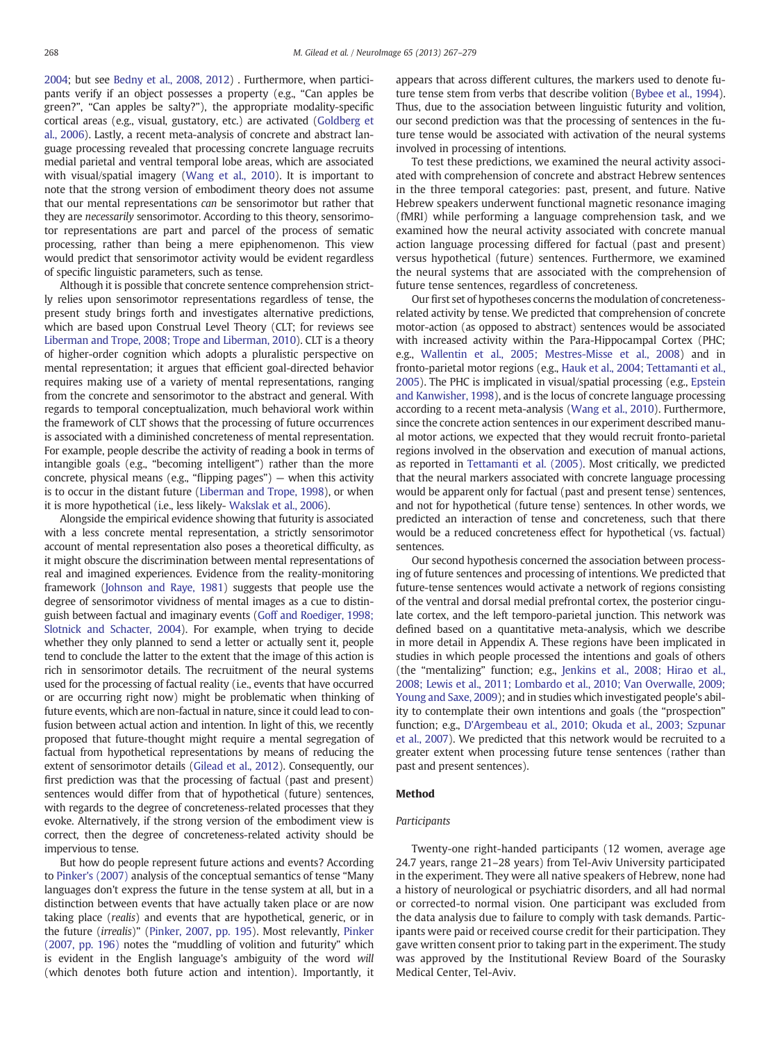2004; but see Bedny et al., 2008, 2012) . Furthermore, when participants verify if an object possesses a property (e.g., "Can apples be green?", "Can apples be salty?"), the appropriate modality-specific cortical areas (e.g., visual, gustatory, etc.) are activated (Goldberg et al., 2006). Lastly, a recent meta-analysis of concrete and abstract language processing revealed that processing concrete language recruits medial parietal and ventral temporal lobe areas, which are associated with visual/spatial imagery (Wang et al., 2010). It is important to note that the strong version of embodiment theory does not assume that our mental representations *can* be sensorimotor but rather that they are *necessarily* sensorimotor. According to this theory, sensorimotor representations are part and parcel of the process of sematic processing, rather than being a mere epiphenomenon. This view would predict that sensorimotor activity would be evident regardless of specific linguistic parameters, such as tense.

Although it is possible that concrete sentence comprehension strictly relies upon sensorimotor representations regardless of tense, the present study brings forth and investigates alternative predictions, which are based upon Construal Level Theory (CLT; for reviews see Liberman and Trope, 2008; Trope and Liberman, 2010). CLT is a theory of higher-order cognition which adopts a pluralistic perspective on mental representation; it argues that efficient goal-directed behavior requires making use of a variety of mental representations, ranging from the concrete and sensorimotor to the abstract and general. With regards to temporal conceptualization, much behavioral work within the framework of CLT shows that the processing of future occurrences is associated with a diminished concreteness of mental representation. For example, people describe the activity of reading a book in terms of intangible goals (e.g., "becoming intelligent") rather than the more concrete, physical means (e.g., "flipping pages") — when this activity is to occur in the distant future (Liberman and Trope, 1998), or when it is more hypothetical (i.e., less likely- Wakslak et al., 2006).

Alongside the empirical evidence showing that futurity is associated with a less concrete mental representation, a strictly sensorimotor account of mental representation also poses a theoretical difficulty, as it might obscure the discrimination between mental representations of real and imagined experiences. Evidence from the reality-monitoring framework (Johnson and Raye, 1981) suggests that people use the degree of sensorimotor vividness of mental images as a cue to distinguish between factual and imaginary events (Goff and Roediger, 1998; Slotnick and Schacter, 2004). For example, when trying to decide whether they only planned to send a letter or actually sent it, people tend to conclude the latter to the extent that the image of this action is rich in sensorimotor details. The recruitment of the neural systems used for the processing of factual reality (i.e., events that have occurred or are occurring right now) might be problematic when thinking of future events, which are non-factual in nature, since it could lead to confusion between actual action and intention. In light of this, we recently proposed that future-thought might require a mental segregation of factual from hypothetical representations by means of reducing the extent of sensorimotor details (Gilead et al., 2012). Consequently, our first prediction was that the processing of factual (past and present) sentences would differ from that of hypothetical (future) sentences, with regards to the degree of concreteness-related processes that they evoke. Alternatively, if the strong version of the embodiment view is correct, then the degree of concreteness-related activity should be impervious to tense.

But how do people represent future actions and events? According to Pinker's (2007) analysis of the conceptual semantics of tense "Many languages don't express the future in the tense system at all, but in a distinction between events that have actually taken place or are now taking place (*realis*) and events that are hypothetical, generic, or in the future (*irrealis*)" (Pinker, 2007, pp. 195). Most relevantly, Pinker (2007, pp. 196) notes the "muddling of volition and futurity" which is evident in the English language's ambiguity of the word *will* (which denotes both future action and intention). Importantly, it appears that across different cultures, the markers used to denote future tense stem from verbs that describe volition (Bybee et al., 1994). Thus, due to the association between linguistic futurity and volition, our second prediction was that the processing of sentences in the future tense would be associated with activation of the neural systems involved in processing of intentions.

To test these predictions, we examined the neural activity associated with comprehension of concrete and abstract Hebrew sentences in the three temporal categories: past, present, and future. Native Hebrew speakers underwent functional magnetic resonance imaging (fMRI) while performing a language comprehension task, and we examined how the neural activity associated with concrete manual action language processing differed for factual (past and present) versus hypothetical (future) sentences. Furthermore, we examined the neural systems that are associated with the comprehension of future tense sentences, regardless of concreteness.

Our first set of hypotheses concerns the modulation of concreteness-related activity by tense. We predicted that comprehension of concrete motor-action (as opposed to abstract) sentences would be associated with increased activity within the Para-Hippocampal Cortex (PHC; e.g., Wallentin et al., 2005; Mestres-Misse et al., 2008) and in fronto-parietal motor regions (e.g., Hauk et al., 2004; Tettamanti et al., 2005). The PHC is implicated in visual/spatial processing (e.g., Epstein and Kanwisher, 1998), and is the locus of concrete language processing according to a recent meta-analysis (Wang et al., 2010). Furthermore, since the concrete action sentences in our experiment described manual motor actions, we expected that they would recruit fronto-parietal regions involved in the observation and execution of manual actions, as reported in Tettamanti et al. (2005). Most critically, we predicted that the neural markers associated with concrete language processing would be apparent only for factual (past and present tense) sentences, and not for hypothetical (future tense) sentences. In other words, we predicted an interaction of tense and concreteness, such that there would be a reduced concreteness effect for hypothetical (vs. factual) sentences.

Our second hypothesis concerned the association between processing of future sentences and processing of intentions. We predicted that future-tense sentences would activate a network of regions consisting of the ventral and dorsal medial prefrontal cortex, the posterior cingulate cortex, and the left temporo-parietal junction. This network was defined based on a quantitative meta-analysis, which we describe in more detail in Appendix A. These regions have been implicated in studies in which people processed the intentions and goals of others (the "mentalizing" function; e.g., Jenkins et al., 2008; Hirao et al., 2008; Lewis et al., 2011; Lombardo et al., 2010; Van Overwalle, 2009; Young and Saxe, 2009); and in studies which investigated people's ability to contemplate their own intentions and goals (the "prospection" function; e.g., D'Argembeau et al., 2010; Okuda et al., 2003; Szpunar et al., 2007). We predicted that this network would be recruited to a greater extent when processing future tense sentences (rather than past and present sentences).

## Method

### Participants

Twenty-one right-handed participants (12 women, average age 24.7 years, range 21–28 years) from Tel-Aviv University participated in the experiment. They were all native speakers of Hebrew, none had a history of neurological or psychiatric disorders, and all had normal or corrected-to normal vision. One participant was excluded from the data analysis due to failure to comply with task demands. Participants were paid or received course credit for their participation. They gave written consent prior to taking part in the experiment. The study was approved by the Institutional Review Board of the Sourasky Medical Center, Tel-Aviv.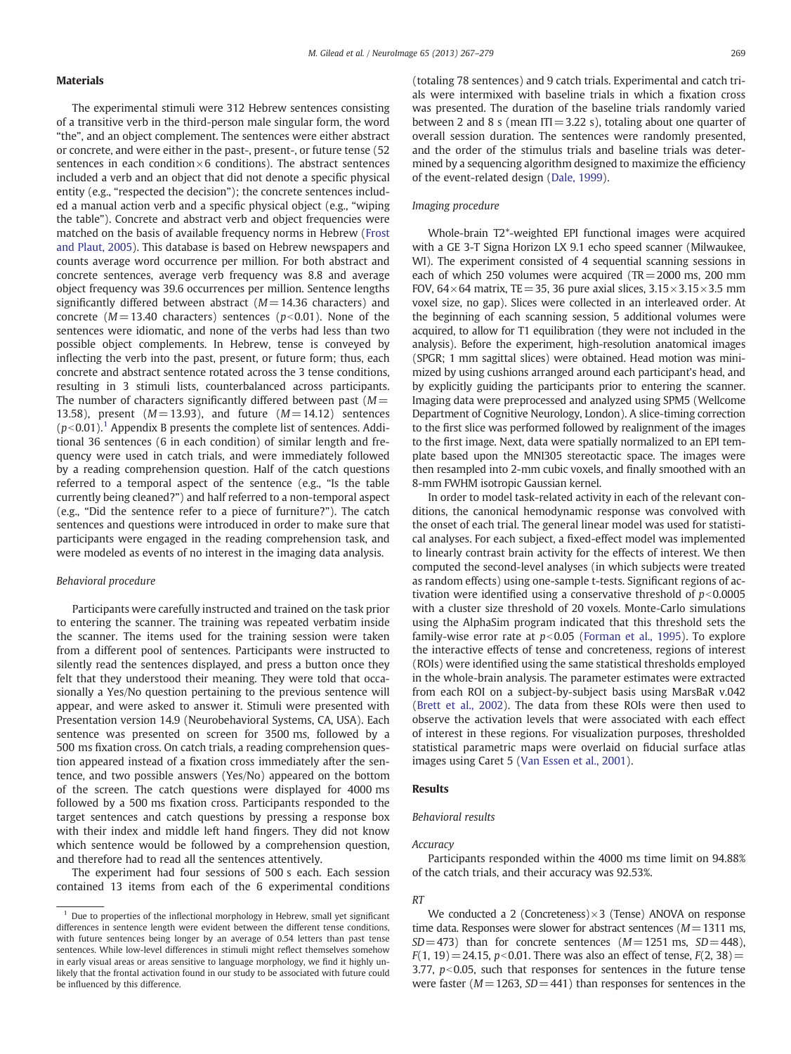### Materials

The experimental stimuli were 312 Hebrew sentences consisting of a transitive verb in the third-person male singular form, the word "the", and an object complement. The sentences were either abstract or concrete, and were either in the past-, present-, or future tense (52 sentences in each condition × 6 conditions). The abstract sentences included a verb and an object that did not denote a specific physical entity (e.g., "respected the decision"); the concrete sentences included a manual action verb and a specific physical object (e.g., "wiping the table"). Concrete and abstract verb and object frequencies were matched on the basis of available frequency norms in Hebrew (Frost and Plaut, 2005). This database is based on Hebrew newspapers and counts average word occurrence per million. For both abstract and concrete sentences, average verb frequency was 8.8 and average object frequency was 39.6 occurrences per million. Sentence lengths significantly differed between abstract ($M = 14.36$ characters) and concrete ($M = 13.40$ characters) sentences ($p < 0.01$). None of the sentences were idiomatic, and none of the verbs had less than two possible object complements. In Hebrew, tense is conveyed by inflecting the verb into the past, present, or future form; thus, each concrete and abstract sentence rotated across the 3 tense conditions, resulting in 3 stimuli lists, counterbalanced across participants. The number of characters significantly differed between past ($M = 13.58$), present ($M = 13.93$), and future ($M = 14.12$) sentences ($p < 0.01$).[1] Appendix B presents the complete list of sentences. Additional 36 sentences (6 in each condition) of similar length and frequency were used in catch trials, and were immediately followed by a reading comprehension question. Half of the catch questions referred to a temporal aspect of the sentence (e.g., "Is the table currently being cleaned?") and half referred to a non-temporal aspect (e.g., "Did the sentence refer to a piece of furniture?"). The catch sentences and questions were introduced in order to make sure that participants were engaged in the reading comprehension task, and were modeled as events of no interest in the imaging data analysis.

### Behavioral procedure

Participants were carefully instructed and trained on the task prior to entering the scanner. The training was repeated verbatim inside the scanner. The items used for the training session were taken from a different pool of sentences. Participants were instructed to silently read the sentences displayed, and press a button once they felt that they understood their meaning. They were told that occasionally a Yes/No question pertaining to the previous sentence will appear, and were asked to answer it. Stimuli were presented with Presentation version 14.9 (Neurobehavioral Systems, CA, USA). Each sentence was presented on screen for 3500 ms, followed by a 500 ms fixation cross. On catch trials, a reading comprehension question appeared instead of a fixation cross immediately after the sentence, and two possible answers (Yes/No) appeared on the bottom of the screen. The catch questions were displayed for 4000 ms followed by a 500 ms fixation cross. Participants responded to the target sentences and catch questions by pressing a response box with their index and middle left hand fingers. They did not know which sentence would be followed by a comprehension question, and therefore had to read all the sentences attentively.

The experiment had four sessions of 500 s each. Each session contained 13 items from each of the 6 experimental conditions (totaling 78 sentences) and 9 catch trials. Experimental and catch trials were intermixed with baseline trials in which a fixation cross was presented. The duration of the baseline trials randomly varied between 2 and 8 s (mean ITI = 3.22 s), totaling about one quarter of overall session duration. The sentences were randomly presented, and the order of the stimulus trials and baseline trials was determined by a sequencing algorithm designed to maximize the efficiency of the event-related design (Dale, 1999).

### Imaging procedure

Whole-brain T2*-weighted EPI functional images were acquired with a GE 3-T Signa Horizon LX 9.1 echo speed scanner (Milwaukee, WI). The experiment consisted of 4 sequential scanning sessions in each of which 250 volumes were acquired (TR = 2000 ms, 200 mm FOV, 64 × 64 matrix, TE = 35, 36 pure axial slices, 3.15 × 3.15 × 3.5 mm voxel size, no gap). Slices were collected in an interleaved order. At the beginning of each scanning session, 5 additional volumes were acquired, to allow for T1 equilibration (they were not included in the analysis). Before the experiment, high-resolution anatomical images (SPGR; 1 mm sagittal slices) were obtained. Head motion was minimized by using cushions arranged around each participant's head, and by explicitly guiding the participants prior to entering the scanner. Imaging data were preprocessed and analyzed using SPM5 (Wellcome Department of Cognitive Neurology, London). A slice-timing correction to the first slice was performed followed by realignment of the images to the first image. Next, data were spatially normalized to an EPI template based upon the MNI305 stereotactic space. The images were then resampled into 2-mm cubic voxels, and finally smoothed with an 8-mm FWHM isotropic Gaussian kernel.

In order to model task-related activity in each of the relevant conditions, the canonical hemodynamic response was convolved with the onset of each trial. The general linear model was used for statistical analyses. For each subject, a fixed-effect model was implemented to linearly contrast brain activity for the effects of interest. We then computed the second-level analyses (in which subjects were treated as random effects) using one-sample t-tests. Significant regions of activation were identified using a conservative threshold of $p < 0.0005$ with a cluster size threshold of 20 voxels. Monte-Carlo simulations using the AlphaSim program indicated that this threshold sets the family-wise error rate at $p < 0.05$ (Forman et al., 1995). To explore the interactive effects of tense and concreteness, regions of interest (ROIs) were identified using the same statistical thresholds employed in the whole-brain analysis. The parameter estimates were extracted from each ROI on a subject-by-subject basis using MarsBaR v.042 (Brett et al., 2002). The data from these ROIs were then used to observe the activation levels that were associated with each effect of interest in these regions. For visualization purposes, thresholded statistical parametric maps were overlaid on fiducial surface atlas images using Caret 5 (Van Essen et al., 2001).

## Results

### Behavioral results

#### Accuracy

Participants responded within the 4000 ms time limit on 94.88% of the catch trials, and their accuracy was 92.53%.

#### RT

We conducted a 2 (Concreteness) × 3 (Tense) ANOVA on response time data. Responses were slower for abstract sentences ($M = 1311$ ms, $SD = 473$) than for concrete sentences ($M = 1251$ ms, $SD = 448$), $F(1, 19) = 24.15$, $p < 0.01$. There was also an effect of tense, $F(2, 38) = 3.77$, $p < 0.05$, such that responses for sentences in the future tense were faster ($M = 1263$, $SD = 441$) than responses for sentences in the

---

[1] Due to properties of the inflectional morphology in Hebrew, small yet significant differences in sentence length were evident between the different tense conditions, with future sentences being longer by an average of 0.54 letters than past tense sentences. While low-level differences in stimuli might reflect themselves somehow in early visual areas or areas sensitive to language morphology, we find it highly unlikely that the frontal activation found in our study to be associated with future could be influenced by this difference.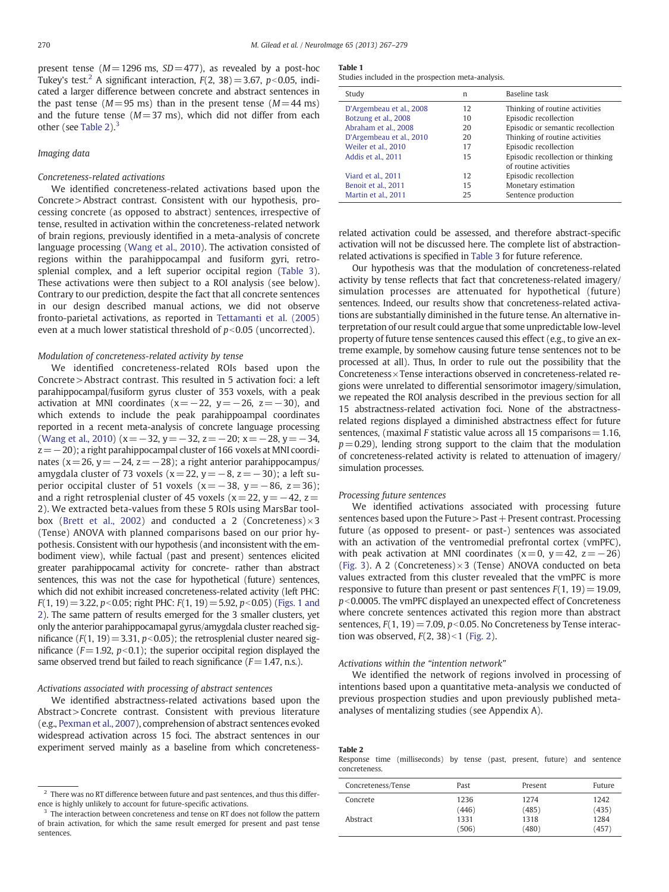present tense ($M = 1296$ ms, $SD = 477$), as revealed by a post-hoc Tukey's test.[2] A significant interaction, $F(2, 38) = 3.67$, $p < 0.05$, indicated a larger difference between concrete and abstract sentences in the past tense ($M = 95$ ms) than in the present tense ($M = 44$ ms) and the future tense ($M = 37$ ms), which did not differ from each other (see Table 2).[3]

### Imaging data

#### Concreteness-related activations

We identified concreteness-related activations based upon the Concrete > Abstract contrast. Consistent with our hypothesis, processing concrete (as opposed to abstract) sentences, irrespective of tense, resulted in activation within the concreteness-related network of brain regions, previously identified in a meta-analysis of concrete language processing (Wang et al., 2010). The activation consisted of regions within the parahippocampal and fusiform gyri, retrosplenial complex, and a left superior occipital region (Table 3). These activations were then subject to a ROI analysis (see below). Contrary to our prediction, despite the fact that all concrete sentences in our design described manual actions, we did not observe fronto-parietal activations, as reported in Tettamanti et al. (2005) even at a much lower statistical threshold of $p < 0.05$ (uncorrected).

#### Modulation of concreteness-related activity by tense

We identified concreteness-related ROIs based upon the Concrete > Abstract contrast. This resulted in 5 activation foci: a left parahippocampal/fusiform gyrus cluster of 353 voxels, with a peak activation at MNI coordinates ($x = -22$, $y = -26$, $z = -30$), and which extends to include the peak parahippoampal coordinates reported in a recent meta-analysis of concrete language processing (Wang et al., 2010) ($x = -32$, $y = -32$, $z = -20$; $x = -28$, $y = -34$, $z = -20$); a right parahippocampal cluster of 166 voxels at MNI coordinates ($x = 26$, $y = -24$, $z = -28$); a right anterior parahippocampus/amygdala cluster of 73 voxels ($x = 22$, $y = -8$, $z = -30$); a left superior occipital cluster of 51 voxels ($x = -38$, $y = -86$, $z = 36$); and a right retrosplenial cluster of 45 voxels ($x = 22$, $y = -42$, $z = 2$). We extracted beta-values from these 5 ROIs using MarsBar toolbox (Brett et al., 2002) and conducted a 2 (Concreteness) × 3 (Tense) ANOVA with planned comparisons based on our prior hypothesis. Consistent with our hypothesis (and inconsistent with the embodiment view), while factual (past and present) sentences elicited greater parahippocampal activity for concrete- rather than abstract sentences, this was not the case for hypothetical (future) sentences, which did not exhibit increased concreteness-related activity (left PHC: $F(1, 19) = 3.22$, $p < 0.05$; right PHC: $F(1, 19) = 5.92$, $p < 0.05$) (Figs. 1 and 2). The same pattern of results emerged for the 3 smaller clusters, yet only the anterior parahippocamapal gyrus/amygdala cluster reached significance ($F(1, 19) = 3.31$, $p < 0.05$); the retrosplenial cluster neared significance ($F = 1.92$, $p < 0.1$); the superior occipital region displayed the same observed trend but failed to reach significance ($F = 1.47$, n.s.).

#### Activations associated with processing of abstract sentences

We identified abstractness-related activations based upon the Abstract > Concrete contrast. Consistent with previous literature (e.g., Pexman et al., 2007), comprehension of abstract sentences evoked widespread activation across 15 foci. The abstract sentences in our experiment served mainly as a baseline from which concreteness-related activation could be assessed, and therefore abstract-specific activation will not be discussed here. The complete list of abstraction-related activations is specified in Table 3 for future reference.

Our hypothesis was that the modulation of concreteness-related activity by tense reflects that fact that concreteness-related imagery/simulation processes are attenuated for hypothetical (future) sentences. Indeed, our results show that concreteness-related activations are substantially diminished in the future tense. An alternative interpretation of our result could argue that some unpredictable low-level property of future tense sentences caused this effect (e.g., to give an extreme example, by somehow causing future tense sentences not to be processed at all). Thus, In order to rule out the possibility that the Concreteness × Tense interactions observed in concreteness-related regions were unrelated to differential sensorimotor imagery/simulation, we repeated the ROI analysis described in the previous section for all 15 abstractness-related activation foci. None of the abstractness-related regions displayed a diminished abstractness effect for future sentences, (maximal $F$ statistic value across all 15 comparisons = 1.16, $p = 0.29$), lending strong support to the claim that the modulation of concreteness-related activity is related to attenuation of imagery/simulation processes.

#### Processing future sentences

We identified activations associated with processing future sentences based upon the Future > Past + Present contrast. Processing future (as opposed to present- or past-) sentences was associated with an activation of the ventromedial prefrontal cortex (vmPFC), with peak activation at MNI coordinates ($x = 0$, $y = 42$, $z = -26$) (Fig. 3). A 2 (Concreteness) × 3 (Tense) ANOVA conducted on beta values extracted from this cluster revealed that the vmPFC is more responsive to future than present or past sentences $F(1, 19) = 19.09$, $p < 0.0005$. The vmPFC displayed an unexpected effect of Concreteness where concrete sentences activated this region more than abstract sentences, $F(1, 19) = 7.09$, $p < 0.05$. No Concreteness by Tense interaction was observed, $F(2, 38) < 1$ (Fig. 2).

#### Activations within the "intention network"

We identified the network of regions involved in processing of intentions based upon a quantitative meta-analysis we conducted of previous prospection studies and upon previously published meta-analyses of mentalizing studies (see Appendix A).

**Table 1**
Studies included in the prospection meta-analysis.

| Study | n | Baseline task |
|---|---|---|
| D'Argembeau et al., 2008 | 12 | Thinking of routine activities |
| Botzung et al., 2008 | 10 | Episodic recollection |
| Abraham et al., 2008 | 20 | Episodic or semantic recollection |
| D'Argembeau et al., 2010 | 20 | Thinking of routine activities |
| Weiler et al., 2010 | 17 | Episodic recollection |
| Addis et al., 2011 | 15 | Episodic recollection or thinking of routine activities |
| Viard et al., 2011 | 12 | Episodic recollection |
| Benoit et al., 2011 | 15 | Monetary estimation |
| Martin et al., 2011 | 25 | Sentence production |

**Table 2**
Response time (milliseconds) by tense (past, present, future) and sentence concreteness.

| Concreteness/Tense | Past | Present | Future |
|---|---|---|---|
| Concrete | 1236 (446) | 1274 (485) | 1242 (435) |
| Abstract | 1331 (506) | 1318 (480) | 1284 (457) |

---

[2] There was no RT difference between future and past sentences, and thus this difference is highly unlikely to account for future-specific activations.

[3] The interaction between concreteness and tense on RT does not follow the pattern of brain activation, for which the same result emerged for present and past tense sentences.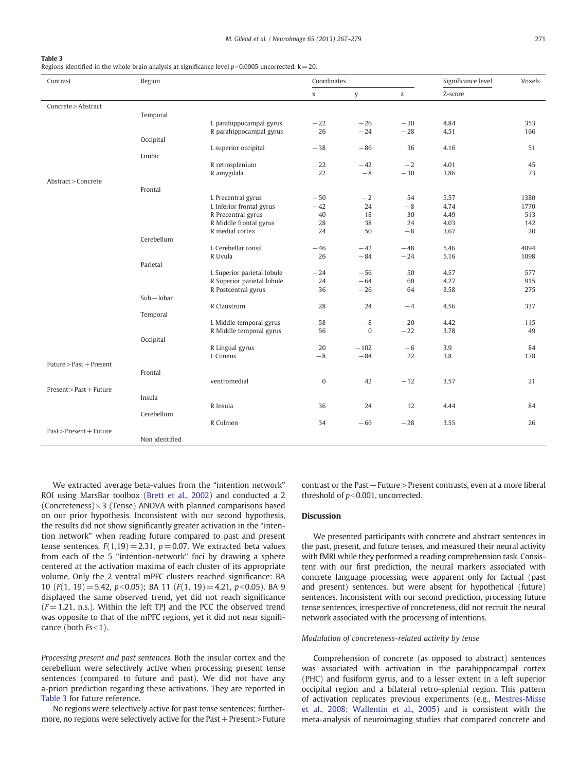**Table 3**
Regions identified in the whole brain analysis at significance level $p<0.0005$ uncorrected, $k=20$.

| Contrast | Region | | Coordinates | | | Significance level | Voxels |
|---|---|---|---|---|---|---|---|
| | | | x | y | z | Z-score | |
| Concrete > Abstract | | | | | | | |
| | Temporal | | | | | | |
| | | L parahippocampal gyrus | −22 | −26 | −30 | 4.84 | 353 |
| | | R parahippocampal gyrus | 26 | −24 | −28 | 4.51 | 166 |
| | Occipital | | | | | | |
| | | L superior occipital | −38 | −86 | 36 | 4.16 | 51 |
| | Limbic | | | | | | |
| | | R retrosplenium | 22 | −42 | −2 | 4.01 | 45 |
| | | R amygdala | 22 | −8 | −30 | 3.86 | 73 |
| Abstract > Concrete | | | | | | | |
| | Frontal | | | | | | |
| | | L Precentral gyrus | −50 | −2 | 54 | 5.57 | 1380 |
| | | L Inferior frontal gyrus | −42 | 24 | −8 | 4.74 | 1770 |
| | | R Precentral gyrus | 40 | 18 | 30 | 4.49 | 513 |
| | | R Middle frontal gyrus | 28 | 38 | 24 | 4.03 | 142 |
| | | R medial cortex | 24 | 50 | −8 | 3.67 | 20 |
| | Cerebellum | | | | | | |
| | | L Cerebellar tonsil | −46 | −42 | −48 | 5.46 | 4094 |
| | | R Uvula | 26 | −84 | −24 | 5.16 | 1098 |
| | Parietal | | | | | | |
| | | L Superior parietal lobule | −24 | −56 | 50 | 4.57 | 577 |
| | | R Superior parietal lobule | 24 | −64 | 60 | 4.27 | 915 |
| | | R Postcentral gyrus | 36 | −26 | 64 | 3.58 | 275 |
| | Sub − lobar | | | | | | |
| | | R Claustrum | 28 | 24 | −4 | 4.56 | 337 |
| | Temporal | | | | | | |
| | | L Middle temporal gyrus | −58 | −8 | −20 | 4.42 | 115 |
| | | R Middle temporal gyrus | 56 | 0 | −22 | 3.78 | 49 |
| | Occipital | | | | | | |
| | | R Lingual gyrus | 20 | −102 | −6 | 3.9 | 84 |
| | | L Cuneus | −8 | −84 | 22 | 3.8 | 178 |
| Future > Past + Present | | | | | | | |
| | Frontal | | | | | | |
| | | ventromedial | 0 | 42 | −12 | 3.57 | 21 |
| Present > Past + Future | | | | | | | |
| | Insula | | | | | | |
| | | R Insula | 36 | 24 | 12 | 4.44 | 84 |
| | Cerebellum | | | | | | |
| | | R Culmen | 34 | −66 | −28 | 3.55 | 26 |
| Past > Present + Future | | | | | | | |
| | Non identified | | | | | | |

We extracted average beta-values from the "intention network" ROI using MarsBar toolbox (Brett et al., 2002) and conducted a 2 (Concreteness) × 3 (Tense) ANOVA with planned comparisons based on our prior hypothesis. Inconsistent with our second hypothesis, the results did not show significantly greater activation in the "intention network" when reading future compared to past and present tense sentences, $F(1,19)=2.31$, $p=0.07$. We extracted beta values from each of the 5 "intention-network" foci by drawing a sphere centered at the activation maxima of each cluster of its appropriate volume. Only the 2 ventral mPFC clusters reached significance: BA 10 ($F(1, 19)=5.42$, $p<0.05$); BA 11 ($F(1, 19)=4.21$, $p<0.05$). BA 9 displayed the same observed trend, yet did not reach significance ($F=1.21$, n.s.). Within the left TPJ and the PCC the observed trend was opposite to that of the mPFC regions, yet it did not near significance (both $Fs<1$).

*Processing present and past sentences.* Both the insular cortex and the cerebellum were selectively active when processing present tense sentences (compared to future and past). We did not have any a-priori prediction regarding these activations. They are reported in Table 3 for future reference.

No regions were selectively active for past tense sentences; furthermore, no regions were selectively active for the Past + Present > Future contrast or the Past + Future > Present contrasts, even at a more liberal threshold of $p<0.001$, uncorrected.

## Discussion

We presented participants with concrete and abstract sentences in the past, present, and future tenses, and measured their neural activity with fMRI while they performed a reading comprehension task. Consistent with our first prediction, the neural markers associated with concrete language processing were apparent only for factual (past and present) sentences, but were absent for hypothetical (future) sentences. Inconsistent with our second prediction, processing future tense sentences, irrespective of concreteness, did not recruit the neural network associated with the processing of intentions.

### *Modulation of concreteness-related activity by tense*

Comprehension of concrete (as opposed to abstract) sentences was associated with activation in the parahippocampal cortex (PHC) and fusiform gyrus, and to a lesser extent in a left superior occipital region and a bilateral retro-splenial region. This pattern of activation replicates previous experiments (e.g., Mestres-Misse et al., 2008; Wallentin et al., 2005) and is consistent with the meta-analysis of neuroimaging studies that compared concrete and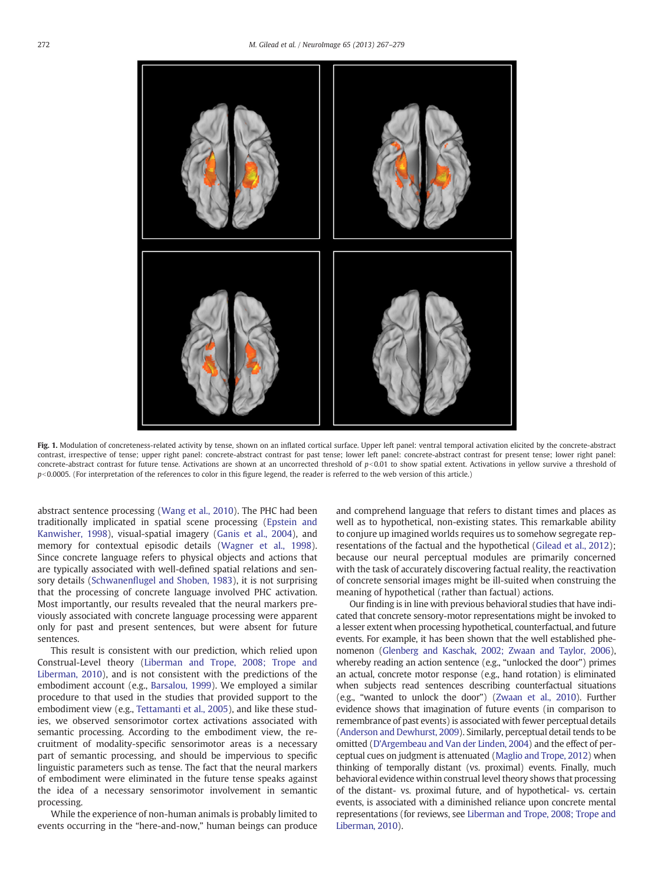**Fig. 1.** Modulation of concreteness-related activity by tense, shown on an inflated cortical surface. Upper left panel: ventral temporal activation elicited by the concrete-abstract contrast, irrespective of tense; upper right panel: concrete-abstract contrast for past tense; lower left panel: concrete-abstract contrast for present tense; lower right panel: concrete-abstract contrast for future tense. Activations are shown at an uncorrected threshold of $p<0.01$ to show spatial extent. Activations in yellow survive a threshold of $p<0.0005$. (For interpretation of the references to color in this figure legend, the reader is referred to the web version of this article.)

abstract sentence processing (Wang et al., 2010). The PHC had been traditionally implicated in spatial scene processing (Epstein and Kanwisher, 1998), visual-spatial imagery (Ganis et al., 2004), and memory for contextual episodic details (Wagner et al., 1998). Since concrete language refers to physical objects and actions that are typically associated with well-defined spatial relations and sensory details (Schwanenflugel and Shoben, 1983), it is not surprising that the processing of concrete language involved PHC activation. Most importantly, our results revealed that the neural markers previously associated with concrete language processing were apparent only for past and present sentences, but were absent for future sentences.

This result is consistent with our prediction, which relied upon Construal-Level theory (Liberman and Trope, 2008; Trope and Liberman, 2010), and is not consistent with the predictions of the embodiment account (e.g., Barsalou, 1999). We employed a similar procedure to that used in the studies that provided support to the embodiment view (e.g., Tettamanti et al., 2005), and like these studies, we observed sensorimotor cortex activations associated with semantic processing. According to the embodiment view, the recruitment of modality-specific sensorimotor areas is a necessary part of semantic processing, and should be impervious to specific linguistic parameters such as tense. The fact that the neural markers of embodiment were eliminated in the future tense speaks against the idea of a necessary sensorimotor involvement in semantic processing.

While the experience of non-human animals is probably limited to events occurring in the "here-and-now," human beings can produce and comprehend language that refers to distant times and places as well as to hypothetical, non-existing states. This remarkable ability to conjure up imagined worlds requires us to somehow segregate representations of the factual and the hypothetical (Gilead et al., 2012); because our neural perceptual modules are primarily concerned with the task of accurately discovering factual reality, the reactivation of concrete sensorial images might be ill-suited when construing the meaning of hypothetical (rather than factual) actions.

Our finding is in line with previous behavioral studies that have indicated that concrete sensory-motor representations might be invoked to a lesser extent when processing hypothetical, counterfactual, and future events. For example, it has been shown that the well established phenomenon (Glenberg and Kaschak, 2002; Zwaan and Taylor, 2006), whereby reading an action sentence (e.g., "unlocked the door") primes an actual, concrete motor response (e.g., hand rotation) is eliminated when subjects read sentences describing counterfactual situations (e.g., "wanted to unlock the door") (Zwaan et al., 2010). Further evidence shows that imagination of future events (in comparison to remembrance of past events) is associated with fewer perceptual details (Anderson and Dewhurst, 2009). Similarly, perceptual detail tends to be omitted (D'Argembeau and Van der Linden, 2004) and the effect of perceptual cues on judgment is attenuated (Maglio and Trope, 2012) when thinking of temporally distant (vs. proximal) events. Finally, much behavioral evidence within construal level theory shows that processing of the distant- vs. proximal future, and of hypothetical- vs. certain events, is associated with a diminished reliance upon concrete mental representations (for reviews, see Liberman and Trope, 2008; Trope and Liberman, 2010).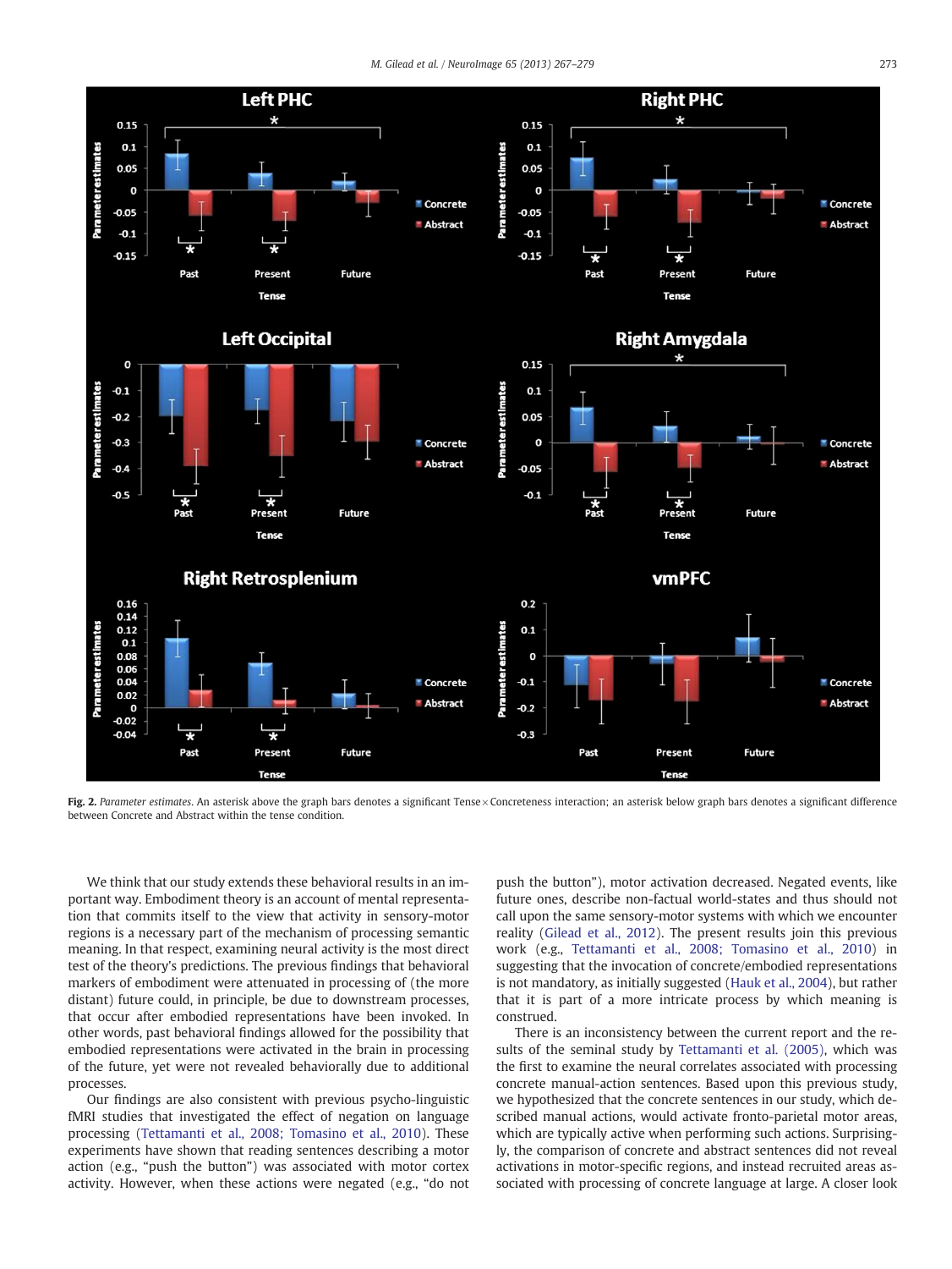**Fig. 2.** *Parameter estimates*. An asterisk above the graph bars denotes a significant Tense × Concreteness interaction; an asterisk below graph bars denotes a significant difference between Concrete and Abstract within the tense condition.

We think that our study extends these behavioral results in an important way. Embodiment theory is an account of mental representation that commits itself to the view that activity in sensory-motor regions is a necessary part of the mechanism of processing semantic meaning. In that respect, examining neural activity is the most direct test of the theory's predictions. The previous findings that behavioral markers of embodiment were attenuated in processing of (the more distant) future could, in principle, be due to downstream processes, that occur after embodied representations have been invoked. In other words, past behavioral findings allowed for the possibility that embodied representations were activated in the brain in processing of the future, yet were not revealed behaviorally due to additional processes.

Our findings are also consistent with previous psycho-linguistic fMRI studies that investigated the effect of negation on language processing (Tettamanti et al., 2008; Tomasino et al., 2010). These experiments have shown that reading sentences describing a motor action (e.g., "push the button") was associated with motor cortex activity. However, when these actions were negated (e.g., "do not push the button"), motor activation decreased. Negated events, like future ones, describe non-factual world-states and thus should not call upon the same sensory-motor systems with which we encounter reality (Gilead et al., 2012). The present results join this previous work (e.g., Tettamanti et al., 2008; Tomasino et al., 2010) in suggesting that the invocation of concrete/embodied representations is not mandatory, as initially suggested (Hauk et al., 2004), but rather that it is part of a more intricate process by which meaning is construed.

There is an inconsistency between the current report and the results of the seminal study by Tettamanti et al. (2005), which was the first to examine the neural correlates associated with processing concrete manual-action sentences. Based upon this previous study, we hypothesized that the concrete sentences in our study, which described manual actions, would activate fronto-parietal motor areas, which are typically active when performing such actions. Surprisingly, the comparison of concrete and abstract sentences did not reveal activations in motor-specific regions, and instead recruited areas associated with processing of concrete language at large. A closer look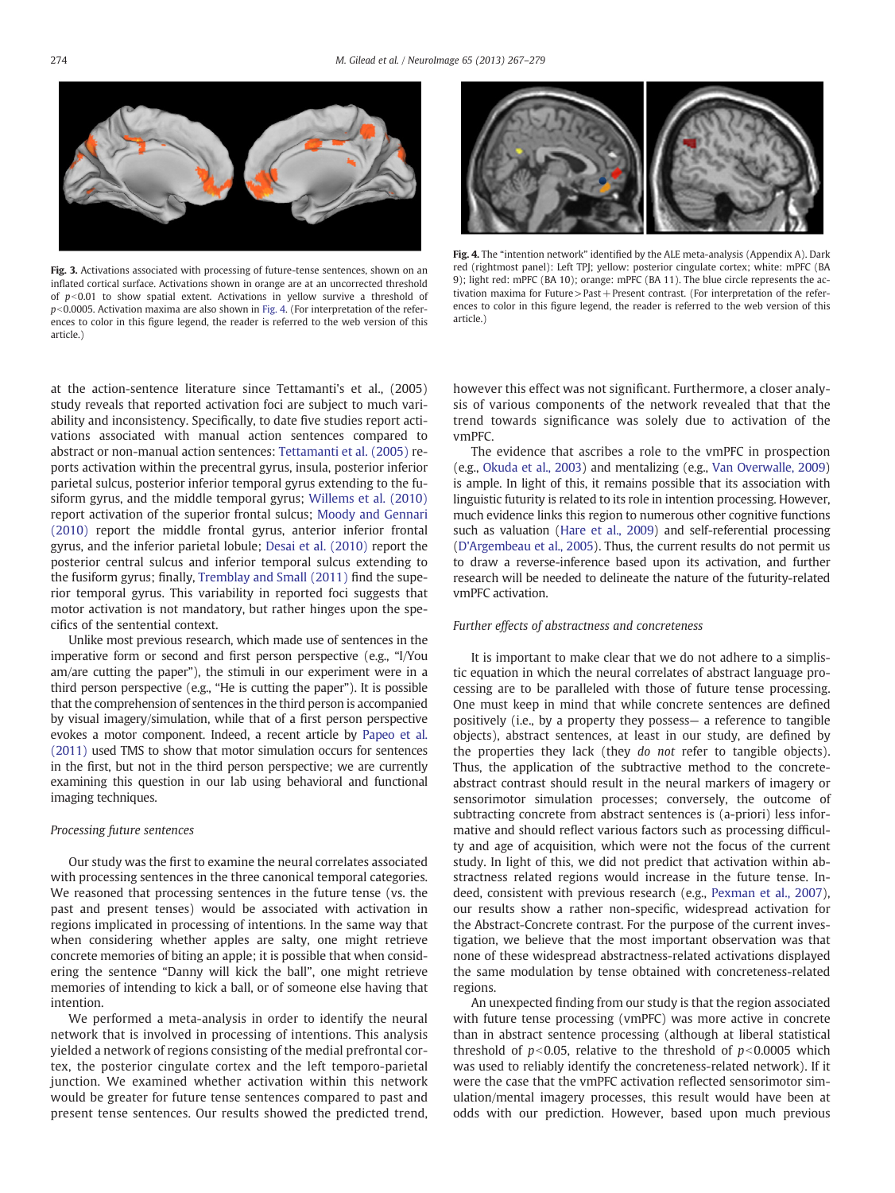Fig. 3. Activations associated with processing of future-tense sentences, shown on an inflated cortical surface. Activations shown in orange are at an uncorrected threshold of $p<0.01$ to show spatial extent. Activations in yellow survive a threshold of $p<0.0005$. Activation maxima are also shown in Fig. 4. (For interpretation of the references to color in this figure legend, the reader is referred to the web version of this article.)

Fig. 4. The "intention network" identified by the ALE meta-analysis (Appendix A). Dark red (rightmost panel): Left TPJ; yellow: posterior cingulate cortex; white: mPFC (BA 9); light red: mPFC (BA 10); orange: mPFC (BA 11). The blue circle represents the activation maxima for Future > Past + Present contrast. (For interpretation of the references to color in this figure legend, the reader is referred to the web version of this article.)

at the action-sentence literature since Tettamanti's et al., (2005) study reveals that reported activation foci are subject to much variability and inconsistency. Specifically, to date five studies report activations associated with manual action sentences compared to abstract or non-manual action sentences: Tettamanti et al. (2005) reports activation within the precentral gyrus, insula, posterior inferior parietal sulcus, posterior inferior temporal gyrus extending to the fusiform gyrus, and the middle temporal gyrus; Willems et al. (2010) report activation of the superior frontal sulcus; Moody and Gennari (2010) report the middle frontal gyrus, anterior inferior frontal gyrus, and the inferior parietal lobule; Desai et al. (2010) report the posterior central sulcus and inferior temporal sulcus extending to the fusiform gyrus; finally, Tremblay and Small (2011) find the superior temporal gyrus. This variability in reported foci suggests that motor activation is not mandatory, but rather hinges upon the specifics of the sentential context.

Unlike most previous research, which made use of sentences in the imperative form or second and first person perspective (e.g., "I/You am/are cutting the paper"), the stimuli in our experiment were in a third person perspective (e.g., "He is cutting the paper"). It is possible that the comprehension of sentences in the third person is accompanied by visual imagery/simulation, while that of a first person perspective evokes a motor component. Indeed, a recent article by Papeo et al. (2011) used TMS to show that motor simulation occurs for sentences in the first, but not in the third person perspective; we are currently examining this question in our lab using behavioral and functional imaging techniques.

### *Processing future sentences*

Our study was the first to examine the neural correlates associated with processing sentences in the three canonical temporal categories. We reasoned that processing sentences in the future tense (vs. the past and present tenses) would be associated with activation in regions implicated in processing of intentions. In the same way that when considering whether apples are salty, one might retrieve concrete memories of biting an apple; it is possible that when considering the sentence "Danny will kick the ball", one might retrieve memories of intending to kick a ball, or of someone else having that intention.

We performed a meta-analysis in order to identify the neural network that is involved in processing of intentions. This analysis yielded a network of regions consisting of the medial prefrontal cortex, the posterior cingulate cortex and the left temporo-parietal junction. We examined whether activation within this network would be greater for future tense sentences compared to past and present tense sentences. Our results showed the predicted trend, however this effect was not significant. Furthermore, a closer analysis of various components of the network revealed that that the trend towards significance was solely due to activation of the vmPFC.

The evidence that ascribes a role to the vmPFC in prospection (e.g., Okuda et al., 2003) and mentalizing (e.g., Van Overwalle, 2009) is ample. In light of this, it remains possible that its association with linguistic futurity is related to its role in intention processing. However, much evidence links this region to numerous other cognitive functions such as valuation (Hare et al., 2009) and self-referential processing (D'Argembeau et al., 2005). Thus, the current results do not permit us to draw a reverse-inference based upon its activation, and further research will be needed to delineate the nature of the futurity-related vmPFC activation.

### *Further effects of abstractness and concreteness*

It is important to make clear that we do not adhere to a simplistic equation in which the neural correlates of abstract language processing are to be paralleled with those of future tense processing. One must keep in mind that while concrete sentences are defined positively (i.e., by a property they possess— a reference to tangible objects), abstract sentences, at least in our study, are defined by the properties they lack (they *do not* refer to tangible objects). Thus, the application of the subtractive method to the concrete-abstract contrast should result in the neural markers of imagery or sensorimotor simulation processes; conversely, the outcome of subtracting concrete from abstract sentences is (a-priori) less informative and should reflect various factors such as processing difficulty and age of acquisition, which were not the focus of the current study. In light of this, we did not predict that activation within abstractness related regions would increase in the future tense. Indeed, consistent with previous research (e.g., Pexman et al., 2007), our results show a rather non-specific, widespread activation for the Abstract-Concrete contrast. For the purpose of the current investigation, we believe that the most important observation was that none of these widespread abstractness-related activations displayed the same modulation by tense obtained with concreteness-related regions.

An unexpected finding from our study is that the region associated with future tense processing (vmPFC) was more active in concrete than in abstract sentence processing (although at liberal statistical threshold of $p<0.05$, relative to the threshold of $p<0.0005$ which was used to reliably identify the concreteness-related network). If it were the case that the vmPFC activation reflected sensorimotor simulation/mental imagery processes, this result would have been at odds with our prediction. However, based upon much previous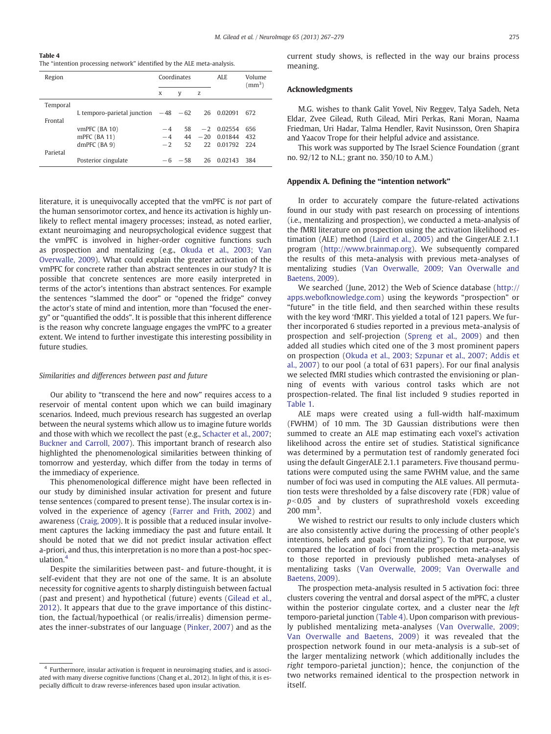**Table 4**
The "intention processing network" identified by the ALE meta-analysis.

| Region | | Coordinates | | | ALE | Volume (mm$^3$) |
|---|---|---|---|---|---|---|
| | | x | y | z | | |
| Temporal | | | | | | |
| | L temporo-parietal junction | −48 | −62 | 26 | 0.02091 | 672 |
| Frontal | | | | | | |
| | vmPFC (BA 10) | −4 | 58 | −2 | 0.02554 | 656 |
| | mPFC (BA 11) | −4 | 44 | −20 | 0.01844 | 432 |
| | dmPFC (BA 9) | −2 | 52 | 22 | 0.01792 | 224 |
| Parietal | | | | | | |
| | Posterior cingulate | −6 | −58 | 26 | 0.02143 | 384 |

literature, it is unequivocally accepted that the vmPFC is *not* part of the human sensorimotor cortex, and hence its activation is highly unlikely to reflect mental imagery processes; instead, as noted earlier, extant neuroimaging and neuropsychological evidence suggest that the vmPFC is involved in higher-order cognitive functions such as prospection and mentalizing (e.g., Okuda et al., 2003; Van Overwalle, 2009). What could explain the greater activation of the vmPFC for concrete rather than abstract sentences in our study? It is possible that concrete sentences are more easily interpreted in terms of the actor's intentions than abstract sentences. For example the sentences "slammed the door" or "opened the fridge" convey the actor's state of mind and intention, more than "focused the energy" or "quantified the odds". It is possible that this inherent difference is the reason why concrete language engages the vmPFC to a greater extent. We intend to further investigate this interesting possibility in future studies.

### *Similarities and differences between past and future*

Our ability to "transcend the here and now" requires access to a reservoir of mental content upon which we can build imaginary scenarios. Indeed, much previous research has suggested an overlap between the neural systems which allow us to imagine future worlds and those with which we recollect the past (e.g., Schacter et al., 2007; Buckner and Carroll, 2007). This important branch of research also highlighted the phenomenological similarities between thinking of tomorrow and yesterday, which differ from the today in terms of the immediacy of experience.

This phenomenological difference might have been reflected in our study by diminished insular activation for present and future tense sentences (compared to present tense). The insular cortex is involved in the experience of agency (Farrer and Frith, 2002) and awareness (Craig, 2009). It is possible that a reduced insular involvement captures the lacking immediacy the past and future entail. It should be noted that we did not predict insular activation effect a-priori, and thus, this interpretation is no more than a post-hoc speculation.[4]

Despite the similarities between past- and future-thought, it is self-evident that they are not one of the same. It is an absolute necessity for cognitive agents to sharply distinguish between factual (past and present) and hypothetical (future) events (Gilead et al., 2012). It appears that due to the grave importance of this distinction, the factual/hypoethical (or realis/irrealis) dimension permeates the inner-substrates of our language (Pinker, 2007) and as the current study shows, is reflected in the way our brains process meaning.

[4] Furthermore, insular activation is frequent in neuroimaging studies, and is associated with many diverse cognitive functions (Chang et al., 2012). In light of this, it is especially difficult to draw reverse-inferences based upon insular activation.

## Acknowledgments

M.G. wishes to thank Galit Yovel, Niv Reggev, Talya Sadeh, Neta Eldar, Zvee Gilead, Ruth Gilead, Miri Perkas, Rani Moran, Naama Friedman, Uri Hadar, Talma Hendler, Ravit Nusinsson, Oren Shapira and Yaacov Trope for their helpful advice and assistance.

This work was supported by The Israel Science Foundation (grant no. 92/12 to N.L.; grant no. 350/10 to A.M.)

## Appendix A. Defining the "intention network"

In order to accurately compare the future-related activations found in our study with past research on processing of intentions (i.e., mentalizing and prospection), we conducted a meta-analysis of the fMRI literature on prospection using the activation likelihood estimation (ALE) method (Laird et al., 2005) and the GingerALE 2.1.1 program (http://www.brainmap.org). We subsequently compared the results of this meta-analysis with previous meta-analyses of mentalizing studies (Van Overwalle, 2009; Van Overwalle and Baetens, 2009).

We searched (June, 2012) the Web of Science database (http://apps.webofknowledge.com) using the keywords "prospection" or "future" in the title field, and then searched within these results with the key word 'fMRI'. This yielded a total of 121 papers. We further incorporated 6 studies reported in a previous meta-analysis of prospection and self-projection (Spreng et al., 2009) and then added all studies which cited one of the 3 most prominent papers on prospection (Okuda et al., 2003; Szpunar et al., 2007; Addis et al., 2007) to our pool (a total of 631 papers). For our final analysis we selected fMRI studies which contrasted the envisioning or planning of events with various control tasks which are not prospection-related. The final list included 9 studies reported in Table 1.

ALE maps were created using a full-width half-maximum (FWHM) of 10 mm. The 3D Gaussian distributions were then summed to create an ALE map estimating each voxel's activation likelihood across the entire set of studies. Statistical significance was determined by a permutation test of randomly generated foci using the default GingerALE 2.1.1 parameters. Five thousand permutations were computed using the same FWHM value, and the same number of foci was used in computing the ALE values. All permutation tests were thresholded by a false discovery rate (FDR) value of $p<0.05$ and by clusters of suprathreshold voxels exceeding 200 mm$^3$.

We wished to restrict our results to only include clusters which are also consistently active during the processing of other people's intentions, beliefs and goals ("mentalizing"). To that purpose, we compared the location of foci from the prospection meta-analysis to those reported in previously published meta-analyses of mentalizing tasks (Van Overwalle, 2009; Van Overwalle and Baetens, 2009).

The prospection meta-analysis resulted in 5 activation foci: three clusters covering the ventral and dorsal aspect of the mPFC, a cluster within the posterior cingulate cortex, and a cluster near the *left* temporo-parietal junction (Table 4). Upon comparison with previously published mentalizing meta-analyses (Van Overwalle, 2009; Van Overwalle and Baetens, 2009) it was revealed that the prospection network found in our meta-analysis is a sub-set of the larger mentalizing network (which additionally includes the *right* temporo-parietal junction); hence, the conjunction of the two networks remained identical to the prospection network in itself.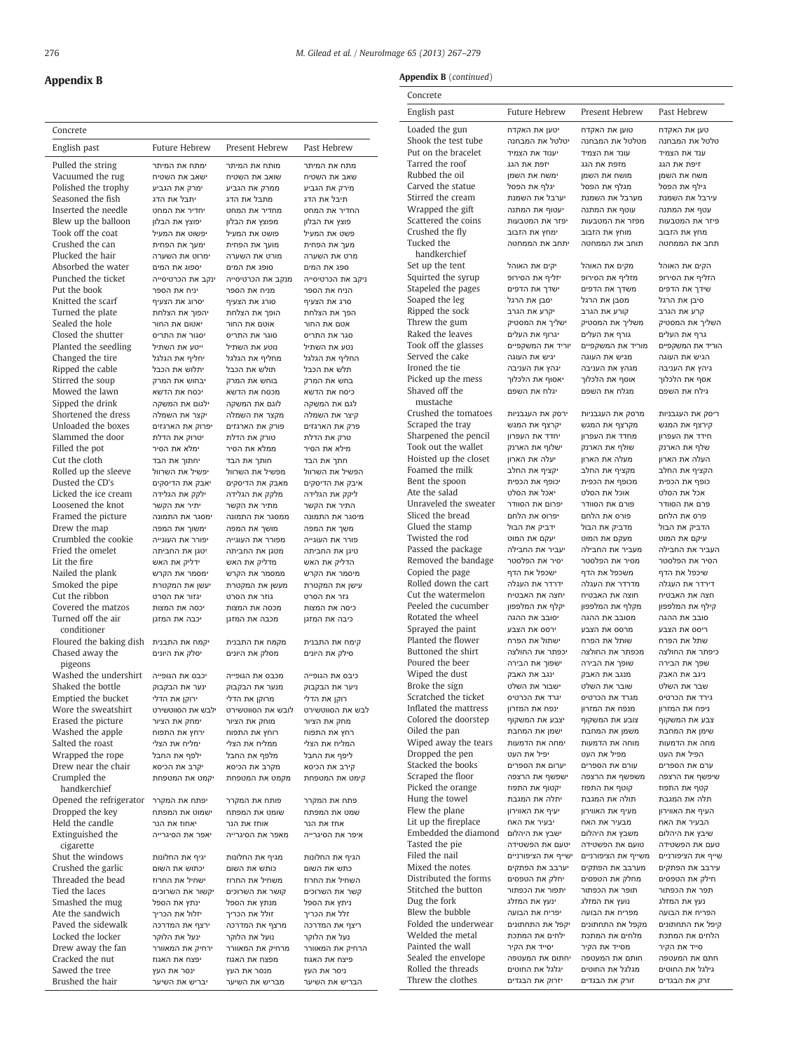## Appendix B

| Concrete | | | |
|---|---|---|---|
| English past | Future Hebrew | Present Hebrew | Past Hebrew |
| Pulled the string | ימתח את המיתר | מותח את המיתר | מתח את המיתר |
| Vacuumed the rug | ישאב את השטיח | שואב את השטיח | שאב את השטיח |
| Polished the trophy | ימרק את הגביע | ממרק את הגביע | מירק את הגביע |
| Seasoned the fish | יתבל את הדג | מתבל את הדג | תיבל את הדג |
| Inserted the needle | יחדיר את המחט | מחדיר את המחט | החדיר את המחט |
| Blew up the balloon | יפוצץ את הבלון | מפוצץ את הבלון | פוצץ את הבלון |
| Took off the coat | יפשוט את המעיל | פושט את המעיל | פשט את המעיל |
| Crushed the can | ימעך את הפחית | מועך את הפחית | מעך את הפחית |
| Plucked the hair | ימרוט את השערה | מורט את השערה | מרט את השערה |
| Absorbed the water | יספוג את המים | סופג את המים | ספג את המים |
| Punched the ticket | ינקב את הכרטיסייה | מנקב את הכרטיסייה | ניקב את הכרטיסייה |
| Put the book | יניח את הספר | מניח את הספר | הניח את הספר |
| Knitted the scarf | יסרוג את הצעיף | סורג את הצעיף | סרג את הצעיף |
| Turned the plate | יהפוך את הצלחת | הופך את הצלחת | הפך את הצלחת |
| Sealed the hole | יאטום את החור | אוטם את החור | אטם את החור |
| Closed the shutter | יסגור את התריס | סוגר את התריס | סגר את התריס |
| Planted the seedling | ייטע את השתיל | נוטע את השתיל | נטע את השתיל |
| Changed the tire | יחליף את הגלגל | מחליף את הגלגל | החליף את הגלגל |
| Ripped the cable | יתלוש את הכבל | תולש את הכבל | תלש את הכבל |
| Stirred the soup | יבחוש את המרק | בוחש את המרק | בחש את המרק |
| Mowed the lawn | יכסח את הדשא | מכסח את הדשא | כיסח את הדשא |
| Sipped the drink | ילגום את המשקה | לוגם את המשקה | לגם את המשקה |
| Shortened the dress | יקצר את השמלה | מקצר את השמלה | קיצר את השמלה |
| Unloaded the boxes | יפרוק את הארגזים | פורק את הארגזים | פרק את הארגזים |
| Slammed the door | יטרוק את הדלת | טורק את הדלת | טרק את הדלת |
| Filled the pot | ימלא את הסיר | ממלא את הסיר | מילא את הסיר |
| Cut the cloth | יחתוך את הבד | חותך את הבד | חתך את הבד |
| Rolled up the sleeve | יפשיל את השרוול | מפשיל את השרוול | הפשיל את השרוול |
| Dusted the CD's | יאבק את הדיסקים | מאבק את הדיסקים | איבק את הדיסקים |
| Licked the ice cream | ילקק את הגלידה | מלקק את הגלידה | ליקק את הגלידה |
| Loosened the knot | יתיר את הקשר | מתיר את הקשר | התיר את הקשר |
| Framed the picture | ימסגר את התמונה | ממסגר את התמונה | מיסגר את התמונה |
| Drew the map | ימשוך את המפה | מושך את המפה | משך את המפה |
| Crumbled the cookie | יפורר את העוגייה | מפורר את העוגייה | פורר את העוגייה |
| Fried the omelet | יטגן את החביתה | מטגן את החביתה | טיגן את החביתה |
| Lit the fire | ידליק את האש | מדליק את האש | הדליק את האש |
| Nailed the plank | ימסמר את הקרש | ממסמר את הקרש | מיסמר את הקרש |
| Smoked the pipe | יעשן את המקטרת | מעשן את המקטרת | עישן את המקטרת |
| Cut the ribbon | יגזור את הסרט | גוזר את הסרט | גזר את הסרט |
| Covered the matzos | יכסה את המצות | מכסה את המצות | כיסה את המצות |
| Turned off the air conditioner | יכבה את המזגן | מכבה את המזגן | כיבה את המזגן |
| Floured the baking dish | יקמח את התבנית | מקמח את התבנית | קימח את התבנית |
| Chased away the pigeons | יסלק את היונים | מסלק את היונים | סילק את היונים |
| Washed the undershirt | יכבס את הגופייה | מכבס את הגופייה | כיבס את הגופייה |
| Shaked the bottle | ינער את הבקבוק | מנער את הבקבוק | ניער את הבקבוק |
| Emptied the bucket | ירוקן את הדלי | מרוקן את הדלי | רוקן את הדלי |
| Wore the sweatshirt | ילבש את הסווטשירט | לובש את הסווטשירט | לבש את הסווטשירט |
| Erased the picture | ימחק את הציור | מוחק את הציור | מחק את הציור |
| Washed the apple | ירחץ את התפוח | רוחץ את התפוח | רחץ את התפוח |
| Salted the roast | ימליח את הצלי | ממליח את הצלי | המליח את הצלי |
| Wrapped the rope | ילפף את החבל | מלפף את החבל | ליפף את החבל |
| Drew near the chair | יקרב את הכיסא | מקרב את הכיסא | קירב את הכיסא |
| Crumpled the handkerchief | יקמט את המטפחת | מקמט את המטפחת | קימט את המטפחת |
| Opened the refrigerator | יפתח את המקרר | פותח את המקרר | פתח את המקרר |
| Dropped the key | ישמוט את המפתח | שומט את המפתח | שמט את המפתח |
| Held the candle | יאחוז את הנר | אוחז את הנר | אחז את הנר |
| Extinguished the cigarette | יאפר את הסיגרייה | מאפר את הסיגרייה | איפר את הסיגרייה |
| Shut the windows | יגיף את החלונות | מגיף את החלונות | הגיף את החלונות |
| Crushed the garlic | יכתוש את השום | כותש את השום | כתש את השום |
| Threaded the bead | ישחיל את החרוז | משחיל את החרוז | השחיל את החרוז |
| Tied the laces | יקשור את השרוכים | קושר את השרוכים | קשר את השרוכים |
| Smashed the mug | ינתץ את הספל | מנתץ את הספל | ניתץ את הספל |
| Ate the sandwich | יזלול את הכריך | זולל את הכריך | זלל את הכריך |
| Paved the sidewalk | ירצף את המדרכה | מרצף את המדרכה | ריצף את המדרכה |
| Locked the locker | ינעל את הלוקר | נועל את הלוקר | נעל את הלוקר |
| Drew away the fan | ירחיק את המאוורר | מרחיק את המאוורר | הרחיק את המאוורר |
| Cracked the nut | יפצח את האגוז | מפצח את האגוז | פיצח את האגוז |
| Sawed the tree | ינסר את העץ | מנסר את העץ | ניסר את העץ |
| Brushed the hair | יבריש את השיער | מבריש את השיער | הבריש את השיער |

**Appendix B** (*continued*)

| Concrete | | | |
|---|---|---|---|
| English past | Future Hebrew | Present Hebrew | Past Hebrew |
| Loaded the gun | יטען את האקדח | טוען את האקדח | טען את האקדח |
| Shook the test tube | יטלטל את המבחנה | מטלטל את המבחנה | טלטל את המבחנה |
| Put on the bracelet | יענוד את הצמיד | עונד את הצמיד | עבד את הצמיד |
| Tarred the roof | יזפת את הגג | מזפת את הגג | זיפת את הגג |
| Rubbed the oil | ימשח את השמן | מושח את השמן | משח את השמן |
| Carved the statue | יגלף את הפסל | מגלף את הפסל | גילף את הפסל |
| Stirred the cream | יערבל את השמנת | מערבל את השמנת | עירבל את השמנת |
| Wrapped the gift | יעטוף את המתנה | עוטף את המתנה | עטף את המתנה |
| Scattered the coins | יפזר את המטבעות | מפזר את המטבעות | פיזר את המטבעות |
| Crushed the fly | ימחץ את הזבוב | מוחץ את הזבוב | מחץ את הזבוב |
| Tucked the handkerchief | יתחב את הממחטה | תוחב את הממחטה | תחב את הממחטה |
| Set up the tent | יקים את האוהל | מקים את האוהל | הקים את האוהל |
| Squirted the syrup | יזליף את הסירופ | מזליף את הסירופ | הזליף את הסירופ |
| Stapeled the pages | ישדך את הדפים | משדך את הדפים | שידך את הדפים |
| Soaped the leg | יסבן את הרגל | מסבן את הרגל | סיבן את הרגל |
| Ripped the sock | יקרע את הגרב | קורע את הגרב | קרע את הגרב |
| Threw the gum | ישליך את המסטיק | משליך את המסטיק | השליך את המסטיק |
| Raked the leaves | יגרוף את העלים | גורף את העלים | גרף את העלים |
| Took off the glasses | יוריד את המשקפיים | מוריד את המשקפיים | הוריד את המשקפיים |
| Served the cake | יגיש את העוגה | מגיש את העוגה | הגיש את העוגה |
| Ironed the tie | יגהץ את העניבה | מגהץ את העניבה | גיהץ את העניבה |
| Picked up the mess | יאסוף את הלכלוך | אוסף את הלכלוך | אסף את הלכלוך |
| Shaved off the mustache | יגלח את השפם | מגלח את השפם | גילח את השפם |
| Crushed the tomatoes | ירסק את העגבניות | מרסק את העגבניות | ריסק את העגבניות |
| Scraped the tray | יקרצף את המגש | מקרצף את המגש | קירצף את המגש |
| Sharpened the pencil | יחדד את העפרון | מחדד את העפרון | חידד את העפרון |
| Took out the wallet | ישלוף את הארנק | שולף את הארנק | שלף את הארנק |
| Hoisted up the closet | יעלה את הארון | מעלה את הארון | העלה את הארון |
| Foamed the milk | יקציף את החלב | מקציף את החלב | הקציף את החלב |
| Bent the spoon | יכופף את הכפית | מכופף את הכפית | כופף את הכפית |
| Ate the salad | יאכל את הסלט | אוכל את הסלט | אכל את הסלט |
| Unraveled the sweater | יפרום את הסוודר | פורם את הסוודר | פרם את הסוודר |
| Sliced the bread | יפרוס את הלחם | פורס את הלחם | פרס את הלחם |
| Glued the stamp | ידביק את הבול | מדביק את הבול | הדביק את הבול |
| Twisted the rod | יעקם את המוט | מעקם את המוט | עיקם את המוט |
| Passed the package | יעביר את החבילה | מעביר את החבילה | העביר את החבילה |
| Removed the bandage | יסיר את הפלסטר | מסיר את הפלסטר | הסיר את הפלסטר |
| Copied the page | ישכפל את הדף | משכפל את הדף | שיכפל את הדף |
| Rolled down the cart | ידרדר את העגלה | מדרדר את העגלה | דירדר את העגלה |
| Cut the watermelon | יחצה את האבטיח | חוצה את האבטיח | חצה את האבטיח |
| Peeled the cucumber | יקלף את המלפפון | מקלף את המלפפון | קילף את המלפפון |
| Rotated the wheel | יסובב את ההגה | מסובב את ההגה | סובב את ההגה |
| Sprayed the paint | ירסס את הצבע | מרסס את הצבע | ריסס את הצבע |
| Planted the flower | ישתול את הפרח | שותל את הפרח | שתל את הפרח |
| Buttoned the shirt | יכפתר את החולצה | מכפתר את החולצה | כיפתר את החולצה |
| Poured the beer | ישפוך את הבירה | שופך את הבירה | שפך את הבירה |
| Wiped the dust | ינגב את האבק | מנגב את האבק | ניגב את האבק |
| Broke the sign | ישבור את השלט | שובר את השלט | שבר את השלט |
| Scratched the ticket | יגרד את הכרטיס | מגרד את הכרטיס | גירד את הכרטיס |
| Inflated the mattress | ינפח את המזרון | מנפח את המזרון | ניפח את המזרון |
| Colored the doorstep | יצבע את המשקוף | צובע את המשקוף | צבע את המשקוף |
| Oiled the pan | ישמן את המחבת | משמן את המחבת | שימן את המחבת |
| Wiped away the tears | ימחה את הדמעות | מוחה את הדמעות | מחה את הדמעות |
| Dropped the pen | יפיל את העט | מפיל את העט | הפיל את העט |
| Stacked the books | יערום את הספרים | עורם את הספרים | ערם את הספרים |
| Scraped the floor | ישפשף את הרצפה | משפשף את הרצפה | שיפשף את הרצפה |
| Picked the orange | יקטוף את התפוז | קוטף את התפוז | קטף את התפוז |
| Hung the towel | יתלה את המגבת | תולה את המגבת | תלה את המגבת |
| Flew the plane | יעיף את האווירון | מעיף את האווירון | העיף את האווירון |
| Lit up the fireplace | יבעיר את האח | מבעיר את האח | הבעיר את האח |
| Embedded the diamond | ישבץ את היהלום | משבץ את היהלום | שיבץ את היהלום |
| Tasted the pie | יטעם את הפשטידה | טועם את הפשטידה | טעם את הפשטידה |
| Filed the nail | יש​ייף את הציפורניים | משייף את הציפורניים | שייף את הציפורניים |
| Mixed the notes | יערבב את הפתקים | מערבב את הפתקים | עירבב את הפתקים |
| Distributed the forms | יחלק את הטפסים | מחלק את הטפסים | חילק את הטפסים |
| Stitched the button | יתפור את הכפתור | תופר את הכפתור | תפר את הכפתור |
| Dug the fork | ינעץ את המזלג | נועץ את המזלג | נעץ את המזלג |
| Blew the bubble | יפריח את הבועה | מפריח את הבועה | הפריח את הבועה |
| Folded the underwear | יקפל את התחתונים | מקפל את התחתונים | קיפל את התחתונים |
| Welded the metal | ילחים את המתכת | מלחים את המתכת | הלחים את המתכת |
| Painted the wall | יסייד את הקיר | מסייד את הקיר | סייד את הקיר |
| Sealed the envelope | יחתום את המעטפה | חותם את המעטפה | חתם את המעטפה |
| Rolled the threads | יגלגל את החוטים | מגלגל את החוטים | גילגל את החוטים |
| Threw the clothes | יזרוק את הבגדים | זורק את הבגדים | זרק את הבגדים |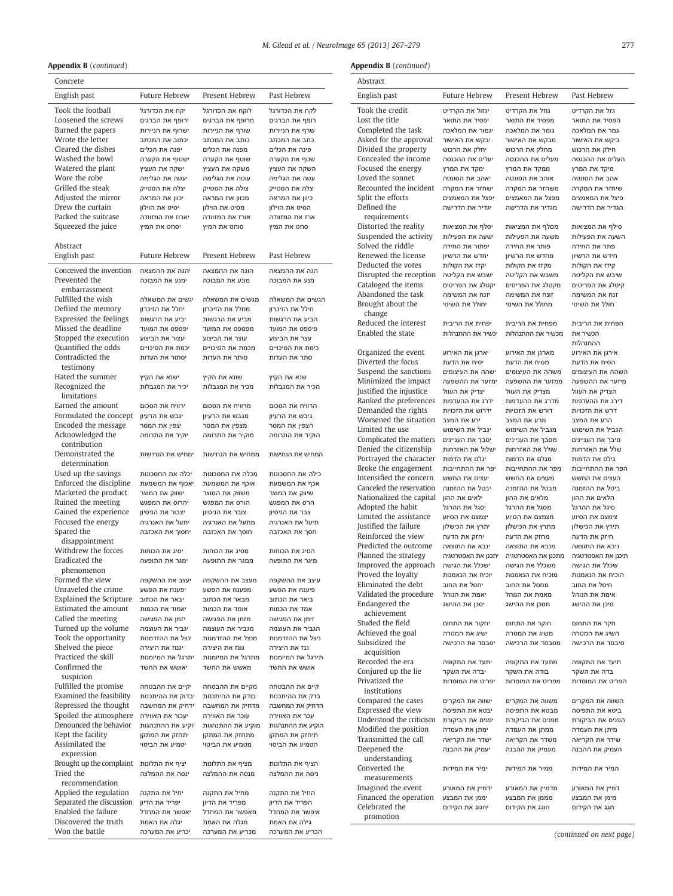**Appendix B** (*continued*)

Concrete

| English past | Future Hebrew | Present Hebrew | Past Hebrew |
|---|---|---|---|
| Took the football | יקח את הכדורגל | לוקח את הכדורגל | לקח את הכדורגל |
| Loosened the screws | ירופף את הברגים | מרופף את הברגים | רופף את הברגים |
| Burned the papers | ישרוף את הניירות | שורף את הניירות | שרף את הניירות |
| Wrote the letter | יכתוב את המכתב | כותב את המכתב | כתב את המכתב |
| Cleared the dishes | יפנה את הכלים | מפנה את הכלים | פינה את הכלים |
| Washed the bowl | ישטוף את הקערה | שוטף את הקערה | שטף את הקערה |
| Watered the plant | ישקה את העציץ | משקה את העציץ | השקה את העציץ |
| Wore the robe | יעטה את הגלימה | עוטה את הגלימה | עטה את הגלימה |
| Grilled the steak | יצלה את הסטייק | צולה את הסטייק | צלה את הסטייק |
| Adjusted the mirror | יכוון את המראה | מכוון את המראה | כיוון את המראה |
| Drew the curtain | יסיט את הוילון | מסיט את הוילון | הסיט את הוילון |
| Packed the suitcase | יארוז את המזוודה | אורז את המזוודה | ארז את המזוודה |
| Squeezed the juice | יסחט את המיץ | סוחט את המיץ | סחט את המיץ |

Abstract

| English past | Future Hebrew | Present Hebrew | Past Hebrew |
|---|---|---|---|
| Conceived the invention | יהגה את ההמצאה | הוגה את ההמצאה | הגה את ההמצאה |
| Prevented the embarrassment | ימנע את המבוכה | מונע את המבוכה | מנע את המבוכה |
| Fulfilled the wish | יגשים את המשאלה | מגשים את המשאלה | הגשים את המשאלה |
| Defiled the memory | יחלל את הזיכרון | מחלל את הזיכרון | חילל את הזיכרון |
| Expressed the feelings | יביע את הרגשות | מביע את הרגשות | הביע את הרגשות |
| Missed the deadline | יפספס את המועד | מפספס את המועד | פיספס את המועד |
| Stopped the execution | יעצור את הביצוע | עוצר את הביצוע | עצר את הביצוע |
| Quantified the odds | יכמת את הסיכויים | מכמת את הסיכויים | כימת את הסיכויים |
| Contradicted the testimony | יסתור את העדות | סותר את העדות | סתר את העדות |
| Hated the summer | ישנא את הקיץ | שונא את הקיץ | שנא את הקיץ |
| Recognized the limitations | יכיר את המגבלות | מכיר את המגבלות | הכיר את המגבלות |
| Earned the amount | ירוויח את הסכום | מרוויח את הסכום | הרוויח את הסכום |
| Formulated the concept | יגבש את הרעיון | מגבש את הרעיון | גיבש את הרעיון |
| Encoded the message | יצפין את המסר | מצפין את המסר | הצפין את המסר |
| Acknowledged the contribution | יוקיר את התרומה | מוקיר את התרומה | הוקיר את התרומה |
| Demonstrated the determination | ימחיש את הנחישות | ממחיש את הנחישות | המחיש את הנחישות |
| Used up the savings | יכלה את החסכונות | מכלה את החסכונות | כילה את החסכונות |
| Enforced the discipline | יאכוף את המשמעת | אוכף את המשמעת | אכף את המשמעת |
| Marketed the product | ישווק את המוצר | משווק את המוצר | שיווק את המוצר |
| Ruined the meeting | יהרוס את המפגש | הורס את המפגש | הרס את המפגש |
| Gained the experience | יצבור את הניסיון | צובר את הניסיון | צבר את הניסיון |
| Focused the energy | יתעל את האנרגיה | מתעל את האנרגיה | תיעל את האנרגיה |
| Spared the disappointment | יחסוך את האכזבה | חוסך את האכזבה | חסך את האכזבה |
| Withdrew the forces | יסיג את הכוחות | מסיג את הכוחות | הסיג את הכוחות |
| Eradicated the phenomenon | ימגר את התופעה | ממגר את התופעה | מיגר את התופעה |
| Formed the view | יעצב את ההשקפה | מעצב את ההשקפה | עיצב את ההשקפה |
| Unraveled the crime | יפענח את הפשע | מפענח את הפשע | פיענח את הפשע |
| Explained the Scripture | יבאר את הכתוב | מבאר את הכתוב | ביאר את הכתוב |
| Estimated the amount | יאמוד את הכמות | אומד את הכמות | אמד את הכמות |
| Called the meeting | יזמן את הפגישה | מזמן את הפגישה | זימן את הפגישה |
| Turned up the volume | יגביר את העוצמה | מגביר את העוצמה | הגביר את העוצמה |
| Took the opportunity | ינצל את ההזדמנות | מנצל את ההזדמנות | ניצל את ההזדמנות |
| Shelved the piece | יגנוז את היצירה | גונז את היצירה | גנז את היצירה |
| Practiced the skill | יתרגל את המיומנות | מתרגל את המיומנות | תירגל את המיומנות |
| Confirmed the suspicion | יאושש את החשד | מאשש את החשד | אושש את החשד |
| Fulfilled the promise | יקיים את ההבטחה | מקיים את ההבטחה | קיים את ההבטחה |
| Examined the feasibility | יבדוק את ההיתכנות | בודק את ההיתכנות | בדק את ההיתכנות |
| Repressed the thought | ידחיק את המחשבה | מדחיק את המחשבה | הדחיק את המחשבה |
| Spoiled the atmosphere | יעכור את האווירה | עוכר את האווירה | עכר את האווירה |
| Denounced the behavior | יוקיע את ההתנהגות | מוקיע את ההתנהגות | הוקיע את ההתנהגות |
| Kept the facility | יתחזק את המתקן | מתחזק את המתקן | תיחזק את המתקן |
| Assimilated the expression | יטמיע את הביטוי | מטמיע את הביטוי | הטמיע את הביטוי |
| Brought up the complaint | יציף את התלונות | מציף את התלונות | הציף את התלונות |
| Tried the recommendation | ינסה את ההמלצה | מנסה את ההמלצה | ניסה את ההמלצה |
| Applied the regulation | יחיל את התקנה | מחיל את התקנה | החיל את התקנה |
| Separated the discussion | יפריד את הדיון | מפריד את הדיון | הפריד את הדיון |
| Enabled the failure | יאפשר את המחדל | מאפשר את המחדל | איפשר את המחדל |
| Discovered the truth | יגלה את האמת | מגלה את האמת | גילה את האמת |
| Won the battle | יכריע את המערכה | מכריע את המערכה | הכריע את המערכה |

**Appendix B** (*continued*)

Abstract

| English past | Future Hebrew | Present Hebrew | Past Hebrew |
|---|---|---|---|
| Took the credit | יגזול את הקרדיט | גוזל את הקרדיט | גזל את הקרדיט |
| Lost the title | יפסיד את התואר | מפסיד את התואר | הפסיד את התואר |
| Completed the task | יגמור את המלאכה | גומר את המלאכה | גמר את המלאכה |
| Asked for the approval | יבקש את האישור | מבקש את האישור | ביקש את האישור |
| Divided the property | יחלק את הרכוש | מחלק את הרכוש | חילק את הרכוש |
| Concealed the income | יעלים את ההכנסה | מעלים את ההכנסה | העלים את ההכנסה |
| Focused the energy | ימקד את המרץ | ממקד את המרץ | מיקד את המרץ |
| Loved the sonnet | יאהב את הסונטה | אוהב את הסונטה | אהב את הסונטה |
| Recounted the incident | ישחזר את המקרה | משחזר את המקרה | שיחזר את המקרה |
| Split the efforts | יפצל את המאמצים | מפצל את המאמצים | פיצל את המאמצים |
| Defined the requirements | יגדיר את הדרישה | מגדיר את הדרישה | הגדיר את הדרישה |
| Distorted the reality | יסלף את המציאות | מסלף את המציאות | סילף את המציאות |
| Suspended the activity | ישעה את הפעילות | משעה את הפעילות | השעה את הפעילות |
| Solved the riddle | יפתור את החידה | פותר את החידה | פתר את החידה |
| Renewed the license | יחדש את הרשיון | מחדש את הרשיון | חידש את הרשיון |
| Deducted the votes | יקזז את הקולות | מקזז את הקולות | קיזז את הקולות |
| Disrupted the reception | ישבש את הקליטה | משבש את הקליטה | שיבש את הקליטה |
| Cataloged the items | יקטלג את הפריטים | מקטלג את הפריטים | קיטלג את הפריטים |
| Abandoned the task | יזנח את המשימה | זונח את המשימה | זנח את המשימה |
| Brought about the change | יחולל את השינוי | מחולל את השינוי | חולל את השינוי |
| Reduced the interest | יפחית את הריבית | מפחית את הריבית | הפחית את הריבית |
| Enabled the state | יכשיר את ההתנהלות | מכשיר את ההתנהלות | הכשיר את ההתנהלות |
| Organized the event | יארגן את האירוע | מארגן את האירוע | אירגן את האירוע |
| Diverted the focus | יסיח את הדעת | מסיח את הדעת | הסיח את הדעת |
| Suspend the sanctions | ישהה את העיצומים | משהה את העיצומים | השהה את העיצומים |
| Minimized the impact | ימזער את ההשפעה | ממזער את ההשפעה | מיזער את ההשפעה |
| Justified the injustice | יצדיק את העוול | מצדיק את העוול | הצדיק את העוול |
| Ranked the preferences | ידרג את ההעדפות | מדרג את ההעדפות | דירג את ההעדפות |
| Demanded the rights | ידרוש את הזכויות | דורש את הזכויות | דרש את הזכויות |
| Worsened the situation | ירע את המצב | מרע את המצב | הרע את המצב |
| Limited the use | יגביל את השימוש | מגביל את השימוש | הגביל את השימוש |
| Complicated the matters | יסבך את העניינים | מסבך את העניינים | סיבך את העניינים |
| Denied the citizenship | ישלול את האזרחות | שולל את האזרחות | שלל את האזרחות |
| Portrayed the character | יגלם את הדמות | מגלם את הדמות | גילם את הדמות |
| Broke the engagement | יפר את ההתחייבות | מפר את ההתחייבות | הפר את ההתחייבות |
| Intensified the concern | יעצים את החשש | מעצים את החשש | העצים את החשש |
| Canceled the reservation | יבטל את ההזמנה | מבטל את ההזמנה | ביטל את ההזמנה |
| Nationalized the capital | ילאים את ההון | מלאים את ההון | הלאים את ההון |
| Adopted the habit | יסגל את ההרגל | מסגל את ההרגל | סיגל את ההרגל |
| Limited the assistance | יצמצם את הסיוע | מצמצם את הסיוע | צימצם את הסיוע |
| Justified the failure | יתרץ את הכישלון | מתרץ את הכישלון | תירץ את הכישלון |
| Reinforced the view | יחזק את הדעה | מחזק את הדעה | חיזק את הדעה |
| Predicted the outcome | ינבא את התוצאה | מנבא את התוצאה | ניבא את התוצאה |
| Planned the strategy | יתכנן את האסטרטגיה | מתכנן את האסטרטגיה | תכנן את האסטרטגיה |
| Improved the approach | ישכלל את הגישה | משכלל את הגישה | שכלל את הגישה |
| Proved the loyalty | יוכיח את הנאמנות | מוכיח את הנאמנות | הוכיח את הנאמנות |
| Eliminated the debt | יחסל את החוב | מחסל את החוב | חיסל את החוב |
| Validated the procedure | יאמת את הנוהל | מאמת את הנוהל | אימת את הנוהל |
| Endangered the achievement | יסכן את ההישג | מסכן את ההישג | סיכן את ההישג |
| Studied the field | יחקור את התחום | חוקר את התחום | חקר את התחום |
| Achieved the goal | ישיג את המטרה | משיג את המטרה | השיג את המטרה |
| Subsidized the acquisition | יסבסד את הרכישה | מסבסד את הרכישה | סיבסד את הרכישה |
| Recorded the era | יתעד את התקופה | מתעד את התקופה | תיעד את התקופה |
| Conjured up the lie | יבדה את השקר | בודה את השקר | בדה את השקר |
| Privatized the institutions | יפריט את המוסדות | מפריט את המוסדות | הפריט את המוסדות |
| Compared the cases | ישווה את המקרים | משווה את המקרים | השווה את המקרים |
| Expressed the view | יבטא את התפיסה | מבטא את התפיסה | ביטא את התפיסה |
| Understood the criticism | יפנים את הביקורת | מפנים את הביקורת | הפנים את הביקורת |
| Modified the position | ימתן את העמדה | ממתן את העמדה | מיתן את העמדה |
| Transmitted the call | ישדר את הקריאה | משדר את הקריאה | שידר את הקריאה |
| Deepened the understanding | יעמיק את ההבנה | מעמיק את ההבנה | העמיק את ההבנה |
| Converted the measurements | ימיר את המידות | ממיר את המידות | המיר את המידות |
| Imagined the event | ידמיין את המאורע | מדמיין את המאורע | דמיין את המאורע |
| Financed the operation | יממן את המבצע | מממן את המבצע | מימן את המבצע |
| Celebrated the promotion | יחגוג את הקידום | חוגג את הקידום | חגג את הקידום |

(*continued on next page*)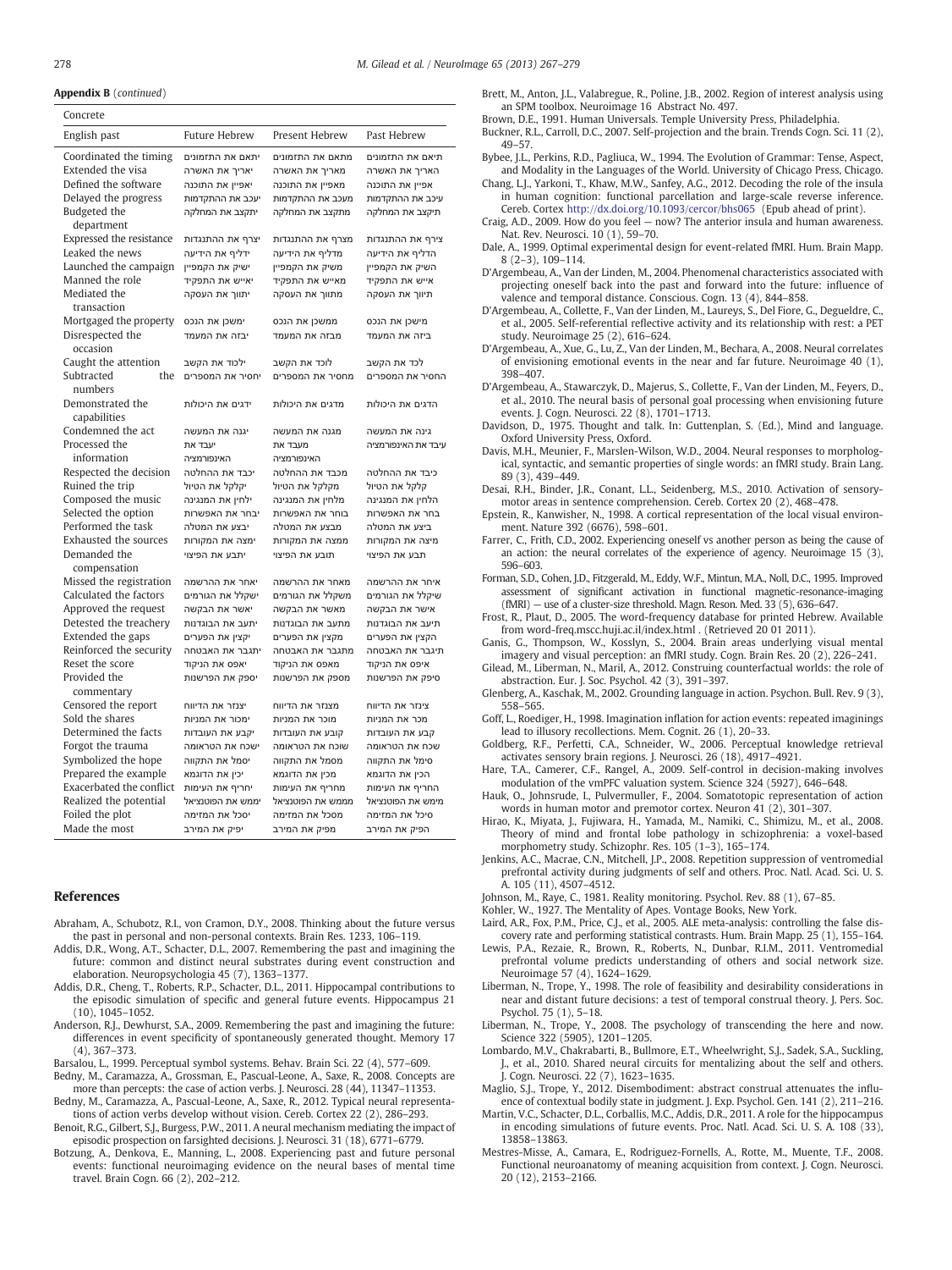**Appendix B** (*continued*)

| Concrete | | | |
|---|---|---|---|
| English past | Future Hebrew | Present Hebrew | Past Hebrew |
| Coordinated the timing | יתאם את התזמונים | מתאם את התזמונים | תיאם את התזמונים |
| Extended the visa | יאריך את האשרה | מאריך את האשרה | האריך את האשרה |
| Defined the software | יאפיין את התוכנה | מאפיין את התוכנה | אפיין את התוכנה |
| Delayed the progress | יעכב את ההתקדמות | מעכב את ההתקדמות | עיכב את ההתקדמות |
| Budgeted the department | יתקצב את המחלקה | מתקצב את המחלקה | תיקצב את המחלקה |
| Expressed the resistance | יצרף את ההתנגדות | מצרף את ההתנגדות | צירף את ההתנגדות |
| Leaked the news | ידליף את הידיעה | מדליף את הידיעה | הדליף את הידיעה |
| Launched the campaign | ישיק את הקמפיין | משיק את הקמפיין | השיק את הקמפיין |
| Manned the role | יאייש את התפקיד | מאייש את התפקיד | אייש את התפקיד |
| Mediated the transaction | יתווך את העסקה | מתווך את העסקה | תיווך את העסקה |
| Mortgaged the property | ימשכן את הנכס | ממשכן את הנכס | מישכן את הנכס |
| Disrespected the occasion | יבזה את המעמד | מבזה את המעמד | ביזה את המעמד |
| Caught the attention | ילכוד את הקשב | לוכד את הקשב | לכד את הקשב |
| Subtracted the numbers | יחסיר את המספרים | מחסיר את המספרים | החסיר את המספרים |
| Demonstrated the capabilities | ידגים את היכולות | מדגים את היכולות | הדגים את היכולות |
| Condemned the act | יגנה את המעשה | מגנה את המעשה | גינה את המעשה |
| Processed the information | יעבד את האינפורמציה | מעבד את האינפורמציה | עיבד את האינפורמציה |
| Respected the decision | יכבד את ההחלטה | מכבד את ההחלטה | כיבד את ההחלטה |
| Ruined the trip | יקלקל את הטיול | מקלקל את הטיול | קלקל את הטיול |
| Composed the music | ילחין את המנגינה | מלחין את המנגינה | הלחין את המנגינה |
| Selected the option | יבחר את האפשרות | בוחר את האפשרות | בחר את האפשרות |
| Performed the task | יבצע את המטלה | מבצע את המטלה | ביצע את המטלה |
| Exhausted the sources | ימצה את המקורות | ממצה את המקורות | מיצה את המקורות |
| Demanded the compensation | יתבע את הפיצוי | תובע את הפיצוי | תבע את הפיצוי |
| Missed the registration | יאחר את ההרשמה | מאחר את ההרשמה | איחר את ההרשמה |
| Calculated the factors | ישקלל את הגורמים | משקלל את הגורמים | שיקלל את הגורמים |
| Approved the request | יאשר את הבקשה | מאשר את הבקשה | אישר את הבקשה |
| Detested the treachery | יתעב את הבוגדנות | מתעב את הבוגדנות | תיעב את הבוגדנות |
| Extended the gaps | יקצין את הפערים | מקצין את הפערים | הקצין את הפערים |
| Reinforced the security | יתגבר את האבטחה | מתגבר את האבטחה | תיגבר את האבטחה |
| Reset the score | יאפס את הניקוד | מאפס את הניקוד | איפס את הניקוד |
| Provided the commentary | יספק את הפרשנות | מספק את הפרשנות | סיפק את הפרשנות |
| Censored the report | יצנזר את הדיווח | מצנזר את הדיווח | צינזר את הדיווח |
| Sold the shares | ימכור את המניות | מוכר את המניות | מכר את המניות |
| Determined the facts | יקבע את העובדות | קובע את העובדות | קבע את העובדות |
| Forgot the trauma | ישכח את הטראומה | שוכח את הטראומה | שכח את הטראומה |
| Symbolized the hope | יסמל את התקווה | מסמל את התקווה | סימל את התקווה |
| Prepared the example | יכין את הדוגמא | מכין את הדוגמא | הכין את הדוגמא |
| Exacerbated the conflict | יחריף את העימות | מחריף את העימות | החריף את העימות |
| Realized the potential | יממש את הפוטנציאל | מממש את הפוטנציאל | מימש את הפוטנציאל |
| Foiled the plot | יסכל את המזימה | מסכל את המזימה | סיכל את המזימה |
| Made the most | יפיק את המירב | מפיק את המירב | הפיק את המירב |

## References

Abraham, A., Schubotz, R.I., von Cramon, D.Y., 2008. Thinking about the future versus the past in personal and non-personal contexts. Brain Res. 1233, 106–119.

Addis, D.R., Wong, A.T., Schacter, D.L., 2007. Remembering the past and imagining the future: common and distinct neural substrates during event construction and elaboration. Neuropsychologia 45 (7), 1363–1377.

Addis, D.R., Cheng, T., Roberts, R.P., Schacter, D.L., 2011. Hippocampal contributions to the episodic simulation of specific and general future events. Hippocampus 21 (10), 1045–1052.

Anderson, R.J., Dewhurst, S.A., 2009. Remembering the past and imagining the future: differences in event specificity of spontaneously generated thought. Memory 17 (4), 367–373.

Barsalou, L., 1999. Perceptual symbol systems. Behav. Brain Sci. 22 (4), 577–609.

Bedny, M., Caramazza, A., Grossman, E., Pascual-Leone, A., Saxe, R., 2008. Concepts are more than percepts: the case of action verbs. J. Neurosci. 28 (44), 11347–11353.

Bedny, M., Caramazza, A., Pascual-Leone, A., Saxe, R., 2012. Typical neural representations of action verbs develop without vision. Cereb. Cortex 22 (2), 286–293.

Benoit, R.G., Gilbert, S.J., Burgess, P.W., 2011. A neural mechanism mediating the impact of episodic prospection on farsighted decisions. J. Neurosci. 31 (18), 6771–6779.

Botzung, A., Denkova, E., Manning, L., 2008. Experiencing past and future personal events: functional neuroimaging evidence on the neural bases of mental time travel. Brain Cogn. 66 (2), 202–212.

Brett, M., Anton, J.L., Valabregue, R., Poline, J.B., 2002. Region of interest analysis using an SPM toolbox. Neuroimage 16 Abstract No. 497.

Brown, D.E., 1991. Human Universals. Temple University Press, Philadelphia.

Buckner, R.L., Carroll, D.C., 2007. Self-projection and the brain. Trends Cogn. Sci. 11 (2), 49–57.

Bybee, J.L., Perkins, R.D., Pagliuca, W., 1994. The Evolution of Grammar: Tense, Aspect, and Modality in the Languages of the World. University of Chicago Press, Chicago.

Chang, L.J., Yarkoni, T., Khaw, M.W., Sanfey, A.G., 2012. Decoding the role of the insula in human cognition: functional parcellation and large-scale reverse inference. Cereb. Cortex http://dx.doi.org/10.1093/cercor/bhs065 (Epub ahead of print).

Craig, A.D., 2009. How do you feel — now? The anterior insula and human awareness. Nat. Rev. Neurosci. 10 (1), 59–70.

Dale, A., 1999. Optimal experimental design for event-related fMRI. Hum. Brain Mapp. 8 (2–3), 109–114.

D'Argembeau, A., Van der Linden, M., 2004. Phenomenal characteristics associated with projecting oneself back into the past and forward into the future: influence of valence and temporal distance. Conscious. Cogn. 13 (4), 844–858.

D'Argembeau, A., Collette, F., Van der Linden, M., Laureys, S., Del Fiore, G., Degueldre, C., et al., 2005. Self-referential reflective activity and its relationship with rest: a PET study. Neuroimage 25 (2), 616–624.

D'Argembeau, A., Xue, G., Lu, Z., Van der Linden, M., Bechara, A., 2008. Neural correlates of envisioning emotional events in the near and far future. Neuroimage 40 (1), 398–407.

D'Argembeau, A., Stawarczyk, D., Majerus, S., Collette, F., Van der Linden, M., Feyers, D., et al., 2010. The neural basis of personal goal processing when envisioning future events. J. Cogn. Neurosci. 22 (8), 1701–1713.

Davidson, D., 1975. Thought and talk. In: Guttenplan, S. (Ed.), Mind and language. Oxford University Press, Oxford.

Davis, M.H., Meunier, F., Marslen-Wilson, W.D., 2004. Neural responses to morphological, syntactic, and semantic properties of single words: an fMRI study. Brain Lang. 89 (3), 439–449.

Desai, R.H., Binder, J.R., Conant, L.L., Seidenberg, M.S., 2010. Activation of sensory-motor areas in sentence comprehension. Cereb. Cortex 20 (2), 468–478.

Epstein, R., Kanwisher, N., 1998. A cortical representation of the local visual environment. Nature 392 (6676), 598–601.

Farrer, C., Frith, C.D., 2002. Experiencing oneself vs another person as being the cause of an action: the neural correlates of the experience of agency. Neuroimage 15 (3), 596–603.

Forman, S.D., Cohen, J.D., Fitzgerald, M., Eddy, W.F., Mintun, M.A., Noll, D.C., 1995. Improved assessment of significant activation in functional magnetic-resonance-imaging (fMRI) — use of a cluster-size threshold. Magn. Reson. Med. 33 (5), 636–647.

Frost, R., Plaut, D., 2005. The word-frequency database for printed Hebrew. Available from word-freq.mscc.huji.ac.il/index.html . (Retrieved 20 01 2011).

Ganis, G., Thompson, W., Kosslyn, S., 2004. Brain areas underlying visual mental imagery and visual perception: an fMRI study. Cogn. Brain Res. 20 (2), 226–241.

Gilead, M., Liberman, N., Maril, A., 2012. Construing counterfactual worlds: the role of abstraction. Eur. J. Soc. Psychol. 42 (3), 391–397.

Glenberg, A., Kaschak, M., 2002. Grounding language in action. Psychon. Bull. Rev. 9 (3), 558–565.

Goff, L., Roediger, H., 1998. Imagination inflation for action events: repeated imaginings lead to illusory recollections. Mem. Cognit. 26 (1), 20–33.

Goldberg, R.F., Perfetti, C.A., Schneider, W., 2006. Perceptual knowledge retrieval activates sensory brain regions. J. Neurosci. 26 (18), 4917–4921.

Hare, T.A., Camerer, C.F., Rangel, A., 2009. Self-control in decision-making involves modulation of the vmPFC valuation system. Science 324 (5927), 646–648.

Hauk, O., Johnsrude, I., Pulvermuller, F., 2004. Somatotopic representation of action words in human motor and premotor cortex. Neuron 41 (2), 301–307.

Hirao, K., Miyata, J., Fujiwara, H., Yamada, M., Namiki, C., Shimizu, M., et al., 2008. Theory of mind and frontal lobe pathology in schizophrenia: a voxel-based morphometry study. Schizophr. Res. 105 (1–3), 165–174.

Jenkins, A.C., Macrae, C.N., Mitchell, J.P., 2008. Repetition suppression of ventromedial prefrontal activity during judgments of self and others. Proc. Natl. Acad. Sci. U. S. A. 105 (11), 4507–4512.

Johnson, M., Raye, C., 1981. Reality monitoring. Psychol. Rev. 88 (1), 67–85.

Kohler, W., 1927. The Mentality of Apes. Vontage Books, New York.

Laird, A.R., Fox, P.M., Price, C.J., et al., 2005. ALE meta-analysis: controlling the false discovery rate and performing statistical contrasts. Hum. Brain Mapp. 25 (1), 155–164.

Lewis, P.A., Rezaie, R., Brown, R., Roberts, N., Dunbar, R.I.M., 2011. Ventromedial prefrontal volume predicts understanding of others and social network size. Neuroimage 57 (4), 1624–1629.

Liberman, N., Trope, Y., 1998. The role of feasibility and desirability considerations in near and distant future decisions: a test of temporal construal theory. J. Pers. Soc. Psychol. 75 (1), 5–18.

Liberman, N., Trope, Y., 2008. The psychology of transcending the here and now. Science 322 (5905), 1201–1205.

Lombardo, M.V., Chakrabarti, B., Bullmore, E.T., Wheelwright, S.J., Sadek, S.A., Suckling, J., et al., 2010. Shared neural circuits for mentalizing about the self and others. J. Cogn. Neurosci. 22 (7), 1623–1635.

Maglio, S.J., Trope, Y., 2012. Disembodiment: abstract construal attenuates the influence of contextual bodily state in judgment. J. Exp. Psychol. Gen. 141 (2), 211–216.

Martin, V.C., Schacter, D.L., Corballis, M.C., Addis, D.R., 2011. A role for the hippocampus in encoding simulations of future events. Proc. Natl. Acad. Sci. U. S. A. 108 (33), 13858–13863.

Mestres-Misse, A., Camara, E., Rodriguez-Fornells, A., Rotte, M., Muente, T.F., 2008. Functional neuroanatomy of meaning acquisition from context. J. Cogn. Neurosci. 20 (12), 2153–2166.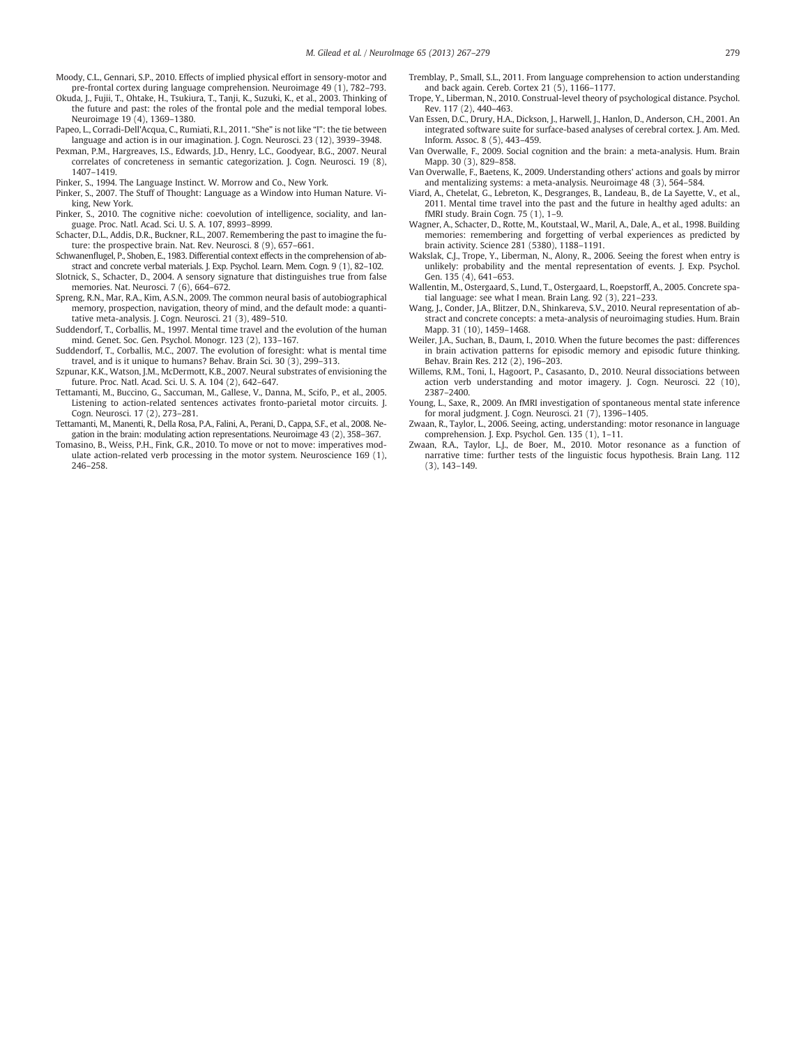Moody, C.L., Gennari, S.P., 2010. Effects of implied physical effort in sensory-motor and pre-frontal cortex during language comprehension. Neuroimage 49 (1), 782–793.

Okuda, J., Fujii, T., Ohtake, H., Tsukiura, T., Tanji, K., Suzuki, K., et al., 2003. Thinking of the future and past: the roles of the frontal pole and the medial temporal lobes. Neuroimage 19 (4), 1369–1380.

Papeo, L., Corradi-Dell'Acqua, C., Rumiati, R.I., 2011. "She" is not like "I": the tie between language and action is in our imagination. J. Cogn. Neurosci. 23 (12), 3939–3948.

Pexman, P.M., Hargreaves, I.S., Edwards, J.D., Henry, L.C., Goodyear, B.G., 2007. Neural correlates of concreteness in semantic categorization. J. Cogn. Neurosci. 19 (8), 1407–1419.

Pinker, S., 1994. The Language Instinct. W. Morrow and Co., New York.

Pinker, S., 2007. The Stuff of Thought: Language as a Window into Human Nature. Viking, New York.

Pinker, S., 2010. The cognitive niche: coevolution of intelligence, sociality, and language. Proc. Natl. Acad. Sci. U. S. A. 107, 8993–8999.

Schacter, D.L., Addis, D.R., Buckner, R.L., 2007. Remembering the past to imagine the future: the prospective brain. Nat. Rev. Neurosci. 8 (9), 657–661.

Schwanenflugel, P., Shoben, E., 1983. Differential context effects in the comprehension of abstract and concrete verbal materials. J. Exp. Psychol. Learn. Mem. Cogn. 9 (1), 82–102.

Slotnick, S., Schacter, D., 2004. A sensory signature that distinguishes true from false memories. Nat. Neurosci. 7 (6), 664–672.

Spreng, R.N., Mar, R.A., Kim, A.S.N., 2009. The common neural basis of autobiographical memory, prospection, navigation, theory of mind, and the default mode: a quantitative meta-analysis. J. Cogn. Neurosci. 21 (3), 489–510.

Suddendorf, T., Corballis, M., 1997. Mental time travel and the evolution of the human mind. Genet. Soc. Gen. Psychol. Monogr. 123 (2), 133–167.

Suddendorf, T., Corballis, M.C., 2007. The evolution of foresight: what is mental time travel, and is it unique to humans? Behav. Brain Sci. 30 (3), 299–313.

Szpunar, K.K., Watson, J.M., McDermott, K.B., 2007. Neural substrates of envisioning the future. Proc. Natl. Acad. Sci. U. S. A. 104 (2), 642–647.

Tettamanti, M., Buccino, G., Saccuman, M., Gallese, V., Danna, M., Scifo, P., et al., 2005. Listening to action-related sentences activates fronto-parietal motor circuits. J. Cogn. Neurosci. 17 (2), 273–281.

Tettamanti, M., Manenti, R., Della Rosa, P.A., Falini, A., Perani, D., Cappa, S.F., et al., 2008. Negation in the brain: modulating action representations. Neuroimage 43 (2), 358–367.

Tomasino, B., Weiss, P.H., Fink, G.R., 2010. To move or not to move: imperatives modulate action-related verb processing in the motor system. Neuroscience 169 (1), 246–258.

Tremblay, P., Small, S.L., 2011. From language comprehension to action understanding and back again. Cereb. Cortex 21 (5), 1166–1177.

Trope, Y., Liberman, N., 2010. Construal-level theory of psychological distance. Psychol. Rev. 117 (2), 440–463.

Van Essen, D.C., Drury, H.A., Dickson, J., Harwell, J., Hanlon, D., Anderson, C.H., 2001. An integrated software suite for surface-based analyses of cerebral cortex. J. Am. Med. Inform. Assoc. 8 (5), 443–459.

Van Overwalle, F., 2009. Social cognition and the brain: a meta-analysis. Hum. Brain Mapp. 30 (3), 829–858.

Van Overwalle, F., Baetens, K., 2009. Understanding others' actions and goals by mirror and mentalizing systems: a meta-analysis. Neuroimage 48 (3), 564–584.

Viard, A., Chetelat, G., Lebreton, K., Desgranges, B., Landeau, B., de La Sayette, V., et al., 2011. Mental time travel into the past and the future in healthy aged adults: an fMRI study. Brain Cogn. 75 (1), 1–9.

Wagner, A., Schacter, D., Rotte, M., Koutstaal, W., Maril, A., Dale, A., et al., 1998. Building memories: remembering and forgetting of verbal experiences as predicted by brain activity. Science 281 (5380), 1188–1191.

Wakslak, C.J., Trope, Y., Liberman, N., Alony, R., 2006. Seeing the forest when entry is unlikely: probability and the mental representation of events. J. Exp. Psychol. Gen. 135 (4), 641–653.

Wallentin, M., Ostergaard, S., Lund, T., Ostergaard, L., Roepstorff, A., 2005. Concrete spatial language: see what I mean. Brain Lang. 92 (3), 221–233.

Wang, J., Conder, J.A., Blitzer, D.N., Shinkareva, S.V., 2010. Neural representation of abstract and concrete concepts: a meta-analysis of neuroimaging studies. Hum. Brain Mapp. 31 (10), 1459–1468.

Weiler, J.A., Suchan, B., Daum, I., 2010. When the future becomes the past: differences in brain activation patterns for episodic memory and episodic future thinking. Behav. Brain Res. 212 (2), 196–203.

Willems, R.M., Toni, I., Hagoort, P., Casasanto, D., 2010. Neural dissociations between action verb understanding and motor imagery. J. Cogn. Neurosci. 22 (10), 2387–2400.

Young, L., Saxe, R., 2009. An fMRI investigation of spontaneous mental state inference for moral judgment. J. Cogn. Neurosci. 21 (7), 1396–1405.

Zwaan, R., Taylor, L., 2006. Seeing, acting, understanding: motor resonance in language comprehension. J. Exp. Psychol. Gen. 135 (1), 1–11.

Zwaan, R.A., Taylor, L.J., de Boer, M., 2010. Motor resonance as a function of narrative time: further tests of the linguistic focus hypothesis. Brain Lang. 112 (3), 143–149.